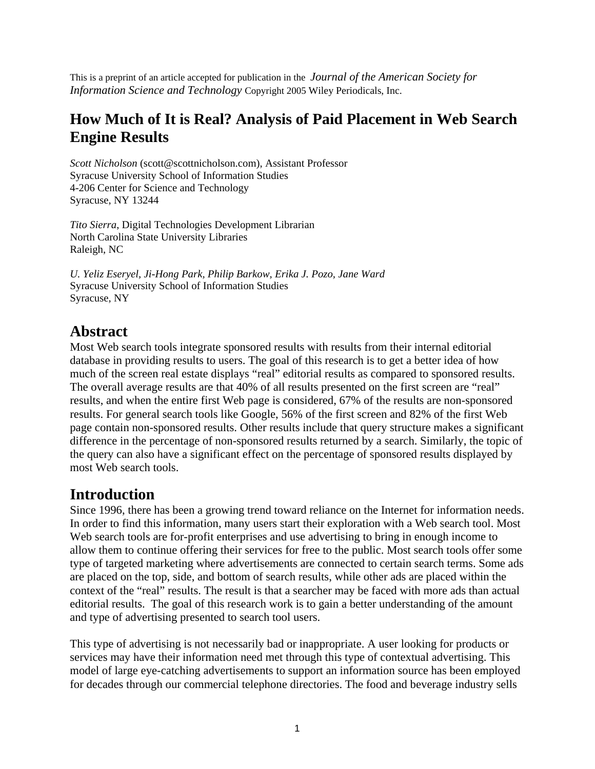This is a preprint of an article accepted for publication in the *Journal of the American Society for Information Science and Technology* Copyright 2005 Wiley Periodicals, Inc.

# How Much of It is Real? Analysis of Paid Placement in Web Search Engine Results

*Scott Nicholson* (scott@scottnicholson.com), Assistant Professor
Syracuse University School of Information Studies
4-206 Center for Science and Technology
Syracuse, NY 13244

*Tito Sierra*, Digital Technologies Development Librarian
North Carolina State University Libraries
Raleigh, NC

*U. Yeliz Eseryel, Ji-Hong Park, Philip Barkow, Erika J. Pozo, Jane Ward*
Syracuse University School of Information Studies
Syracuse, NY

## Abstract

Most Web search tools integrate sponsored results with results from their internal editorial database in providing results to users. The goal of this research is to get a better idea of how much of the screen real estate displays "real" editorial results as compared to sponsored results. The overall average results are that 40% of all results presented on the first screen are "real" results, and when the entire first Web page is considered, 67% of the results are non-sponsored results. For general search tools like Google, 56% of the first screen and 82% of the first Web page contain non-sponsored results. Other results include that query structure makes a significant difference in the percentage of non-sponsored results returned by a search. Similarly, the topic of the query can also have a significant effect on the percentage of sponsored results displayed by most Web search tools.

## Introduction

Since 1996, there has been a growing trend toward reliance on the Internet for information needs. In order to find this information, many users start their exploration with a Web search tool. Most Web search tools are for-profit enterprises and use advertising to bring in enough income to allow them to continue offering their services for free to the public. Most search tools offer some type of targeted marketing where advertisements are connected to certain search terms. Some ads are placed on the top, side, and bottom of search results, while other ads are placed within the context of the "real" results. The result is that a searcher may be faced with more ads than actual editorial results. The goal of this research work is to gain a better understanding of the amount and type of advertising presented to search tool users.

This type of advertising is not necessarily bad or inappropriate. A user looking for products or services may have their information need met through this type of contextual advertising. This model of large eye-catching advertisements to support an information source has been employed for decades through our commercial telephone directories. The food and beverage industry sells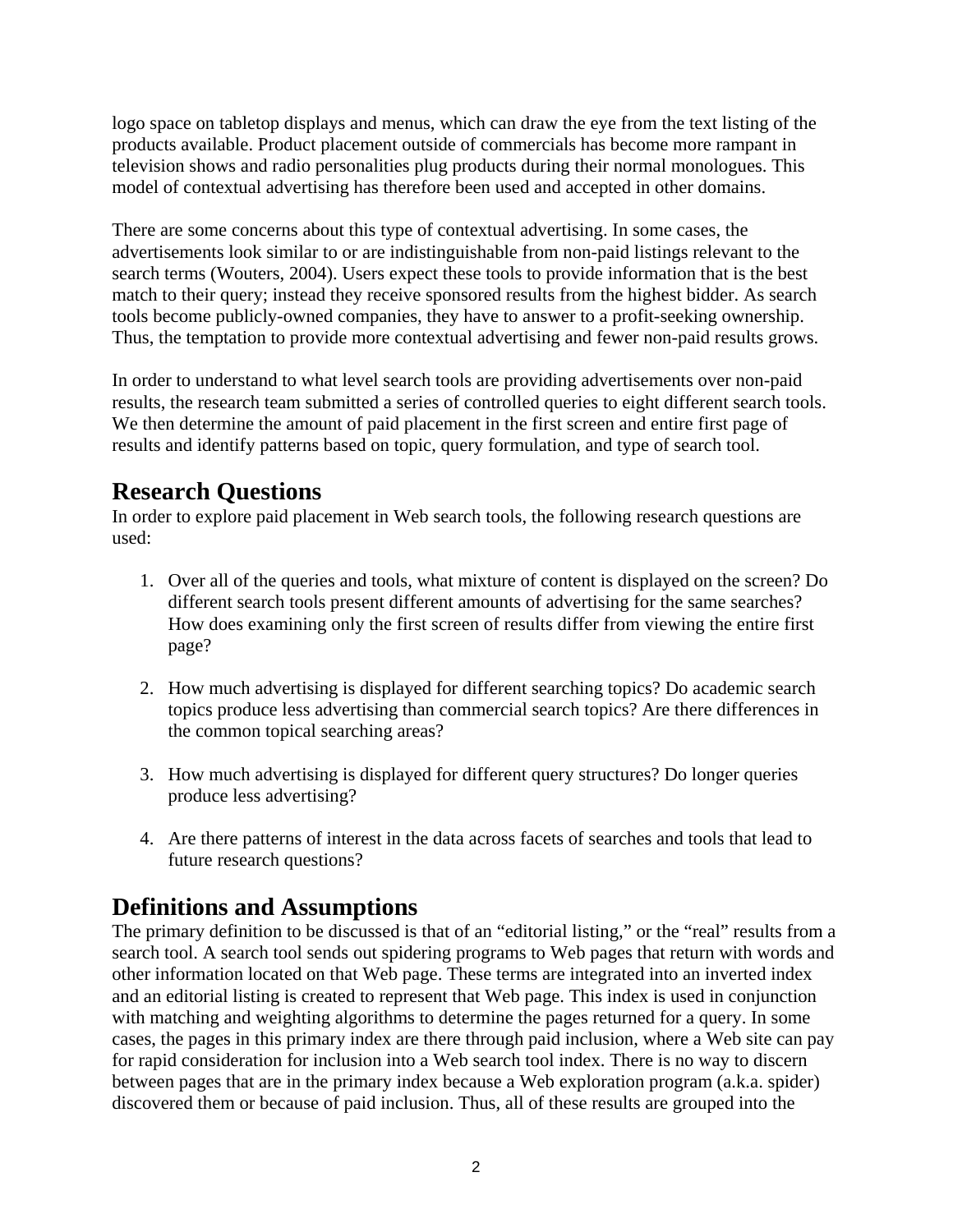logo space on tabletop displays and menus, which can draw the eye from the text listing of the products available. Product placement outside of commercials has become more rampant in television shows and radio personalities plug products during their normal monologues. This model of contextual advertising has therefore been used and accepted in other domains.

There are some concerns about this type of contextual advertising. In some cases, the advertisements look similar to or are indistinguishable from non-paid listings relevant to the search terms (Wouters, 2004). Users expect these tools to provide information that is the best match to their query; instead they receive sponsored results from the highest bidder. As search tools become publicly-owned companies, they have to answer to a profit-seeking ownership. Thus, the temptation to provide more contextual advertising and fewer non-paid results grows.

In order to understand to what level search tools are providing advertisements over non-paid results, the research team submitted a series of controlled queries to eight different search tools. We then determine the amount of paid placement in the first screen and entire first page of results and identify patterns based on topic, query formulation, and type of search tool.

## Research Questions

In order to explore paid placement in Web search tools, the following research questions are used:

1. Over all of the queries and tools, what mixture of content is displayed on the screen? Do different search tools present different amounts of advertising for the same searches? How does examining only the first screen of results differ from viewing the entire first page?

2. How much advertising is displayed for different searching topics? Do academic search topics produce less advertising than commercial search topics? Are there differences in the common topical searching areas?

3. How much advertising is displayed for different query structures? Do longer queries produce less advertising?

4. Are there patterns of interest in the data across facets of searches and tools that lead to future research questions?

## Definitions and Assumptions

The primary definition to be discussed is that of an "editorial listing," or the "real" results from a search tool. A search tool sends out spidering programs to Web pages that return with words and other information located on that Web page. These terms are integrated into an inverted index and an editorial listing is created to represent that Web page. This index is used in conjunction with matching and weighting algorithms to determine the pages returned for a query. In some cases, the pages in this primary index are there through paid inclusion, where a Web site can pay for rapid consideration for inclusion into a Web search tool index. There is no way to discern between pages that are in the primary index because a Web exploration program (a.k.a. spider) discovered them or because of paid inclusion. Thus, all of these results are grouped into the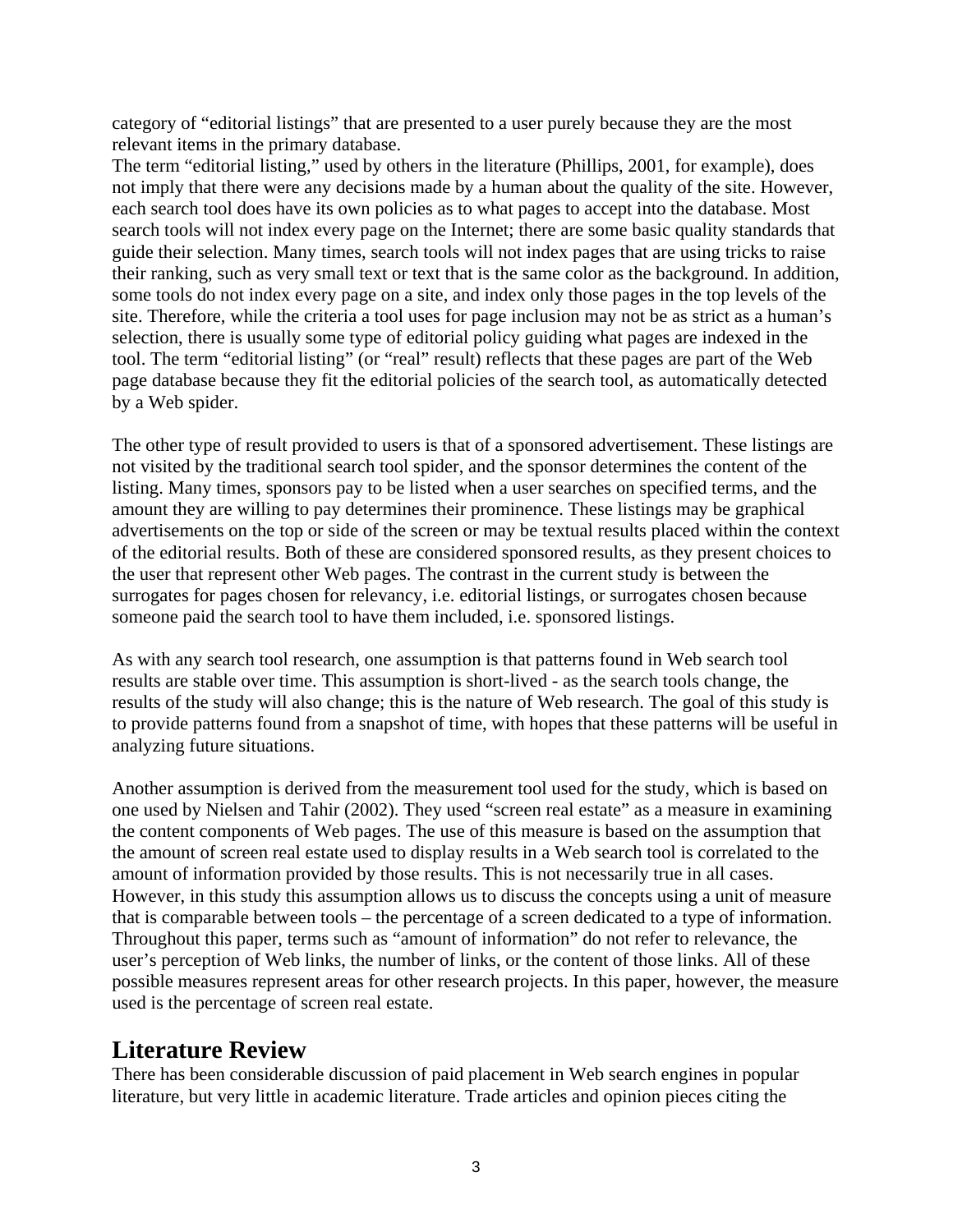category of "editorial listings" that are presented to a user purely because they are the most relevant items in the primary database.

The term "editorial listing," used by others in the literature (Phillips, 2001, for example), does not imply that there were any decisions made by a human about the quality of the site. However, each search tool does have its own policies as to what pages to accept into the database. Most search tools will not index every page on the Internet; there are some basic quality standards that guide their selection. Many times, search tools will not index pages that are using tricks to raise their ranking, such as very small text or text that is the same color as the background. In addition, some tools do not index every page on a site, and index only those pages in the top levels of the site. Therefore, while the criteria a tool uses for page inclusion may not be as strict as a human's selection, there is usually some type of editorial policy guiding what pages are indexed in the tool. The term "editorial listing" (or "real" result) reflects that these pages are part of the Web page database because they fit the editorial policies of the search tool, as automatically detected by a Web spider.

The other type of result provided to users is that of a sponsored advertisement. These listings are not visited by the traditional search tool spider, and the sponsor determines the content of the listing. Many times, sponsors pay to be listed when a user searches on specified terms, and the amount they are willing to pay determines their prominence. These listings may be graphical advertisements on the top or side of the screen or may be textual results placed within the context of the editorial results. Both of these are considered sponsored results, as they present choices to the user that represent other Web pages. The contrast in the current study is between the surrogates for pages chosen for relevancy, i.e. editorial listings, or surrogates chosen because someone paid the search tool to have them included, i.e. sponsored listings.

As with any search tool research, one assumption is that patterns found in Web search tool results are stable over time. This assumption is short-lived - as the search tools change, the results of the study will also change; this is the nature of Web research. The goal of this study is to provide patterns found from a snapshot of time, with hopes that these patterns will be useful in analyzing future situations.

Another assumption is derived from the measurement tool used for the study, which is based on one used by Nielsen and Tahir (2002). They used "screen real estate" as a measure in examining the content components of Web pages. The use of this measure is based on the assumption that the amount of screen real estate used to display results in a Web search tool is correlated to the amount of information provided by those results. This is not necessarily true in all cases. However, in this study this assumption allows us to discuss the concepts using a unit of measure that is comparable between tools – the percentage of a screen dedicated to a type of information. Throughout this paper, terms such as "amount of information" do not refer to relevance, the user's perception of Web links, the number of links, or the content of those links. All of these possible measures represent areas for other research projects. In this paper, however, the measure used is the percentage of screen real estate.

## Literature Review

There has been considerable discussion of paid placement in Web search engines in popular literature, but very little in academic literature. Trade articles and opinion pieces citing the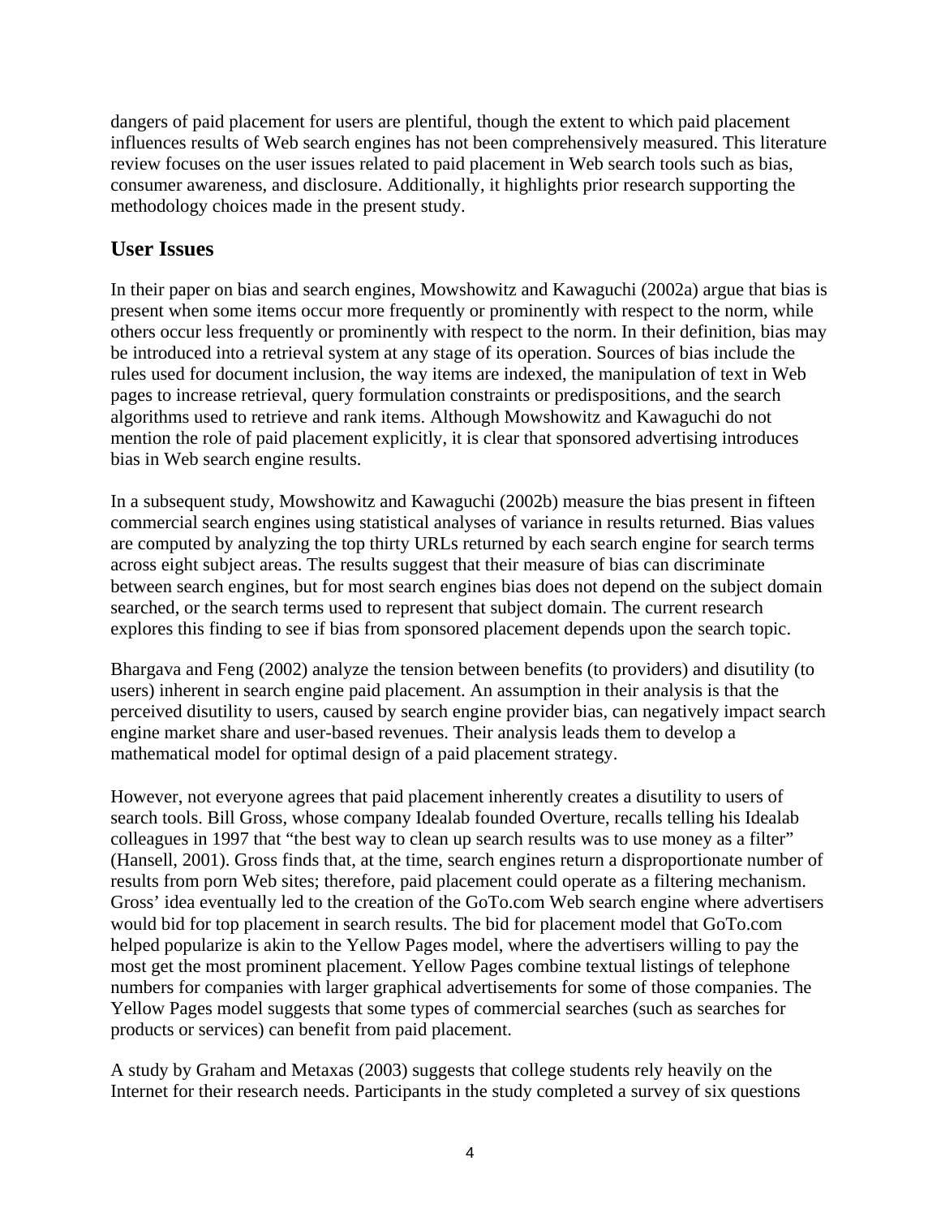dangers of paid placement for users are plentiful, though the extent to which paid placement influences results of Web search engines has not been comprehensively measured. This literature review focuses on the user issues related to paid placement in Web search tools such as bias, consumer awareness, and disclosure. Additionally, it highlights prior research supporting the methodology choices made in the present study.

## User Issues

In their paper on bias and search engines, Mowshowitz and Kawaguchi (2002a) argue that bias is present when some items occur more frequently or prominently with respect to the norm, while others occur less frequently or prominently with respect to the norm. In their definition, bias may be introduced into a retrieval system at any stage of its operation. Sources of bias include the rules used for document inclusion, the way items are indexed, the manipulation of text in Web pages to increase retrieval, query formulation constraints or predispositions, and the search algorithms used to retrieve and rank items. Although Mowshowitz and Kawaguchi do not mention the role of paid placement explicitly, it is clear that sponsored advertising introduces bias in Web search engine results.

In a subsequent study, Mowshowitz and Kawaguchi (2002b) measure the bias present in fifteen commercial search engines using statistical analyses of variance in results returned. Bias values are computed by analyzing the top thirty URLs returned by each search engine for search terms across eight subject areas. The results suggest that their measure of bias can discriminate between search engines, but for most search engines bias does not depend on the subject domain searched, or the search terms used to represent that subject domain. The current research explores this finding to see if bias from sponsored placement depends upon the search topic.

Bhargava and Feng (2002) analyze the tension between benefits (to providers) and disutility (to users) inherent in search engine paid placement. An assumption in their analysis is that the perceived disutility to users, caused by search engine provider bias, can negatively impact search engine market share and user-based revenues. Their analysis leads them to develop a mathematical model for optimal design of a paid placement strategy.

However, not everyone agrees that paid placement inherently creates a disutility to users of search tools. Bill Gross, whose company Idealab founded Overture, recalls telling his Idealab colleagues in 1997 that "the best way to clean up search results was to use money as a filter" (Hansell, 2001). Gross finds that, at the time, search engines return a disproportionate number of results from porn Web sites; therefore, paid placement could operate as a filtering mechanism. Gross' idea eventually led to the creation of the GoTo.com Web search engine where advertisers would bid for top placement in search results. The bid for placement model that GoTo.com helped popularize is akin to the Yellow Pages model, where the advertisers willing to pay the most get the most prominent placement. Yellow Pages combine textual listings of telephone numbers for companies with larger graphical advertisements for some of those companies. The Yellow Pages model suggests that some types of commercial searches (such as searches for products or services) can benefit from paid placement.

A study by Graham and Metaxas (2003) suggests that college students rely heavily on the Internet for their research needs. Participants in the study completed a survey of six questions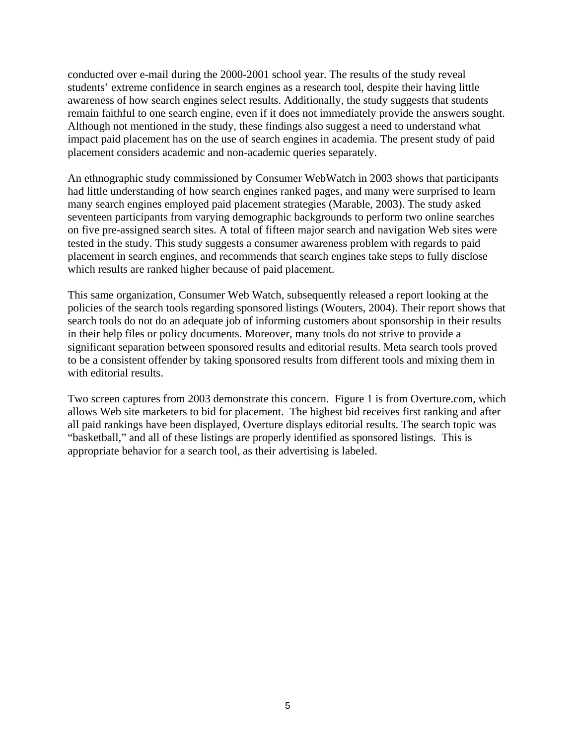conducted over e-mail during the 2000-2001 school year. The results of the study reveal students' extreme confidence in search engines as a research tool, despite their having little awareness of how search engines select results. Additionally, the study suggests that students remain faithful to one search engine, even if it does not immediately provide the answers sought. Although not mentioned in the study, these findings also suggest a need to understand what impact paid placement has on the use of search engines in academia. The present study of paid placement considers academic and non-academic queries separately.

An ethnographic study commissioned by Consumer WebWatch in 2003 shows that participants had little understanding of how search engines ranked pages, and many were surprised to learn many search engines employed paid placement strategies (Marable, 2003). The study asked seventeen participants from varying demographic backgrounds to perform two online searches on five pre-assigned search sites. A total of fifteen major search and navigation Web sites were tested in the study. This study suggests a consumer awareness problem with regards to paid placement in search engines, and recommends that search engines take steps to fully disclose which results are ranked higher because of paid placement.

This same organization, Consumer Web Watch, subsequently released a report looking at the policies of the search tools regarding sponsored listings (Wouters, 2004). Their report shows that search tools do not do an adequate job of informing customers about sponsorship in their results in their help files or policy documents. Moreover, many tools do not strive to provide a significant separation between sponsored results and editorial results. Meta search tools proved to be a consistent offender by taking sponsored results from different tools and mixing them in with editorial results.

Two screen captures from 2003 demonstrate this concern. Figure 1 is from Overture.com, which allows Web site marketers to bid for placement. The highest bid receives first ranking and after all paid rankings have been displayed, Overture displays editorial results. The search topic was "basketball," and all of these listings are properly identified as sponsored listings. This is appropriate behavior for a search tool, as their advertising is labeled.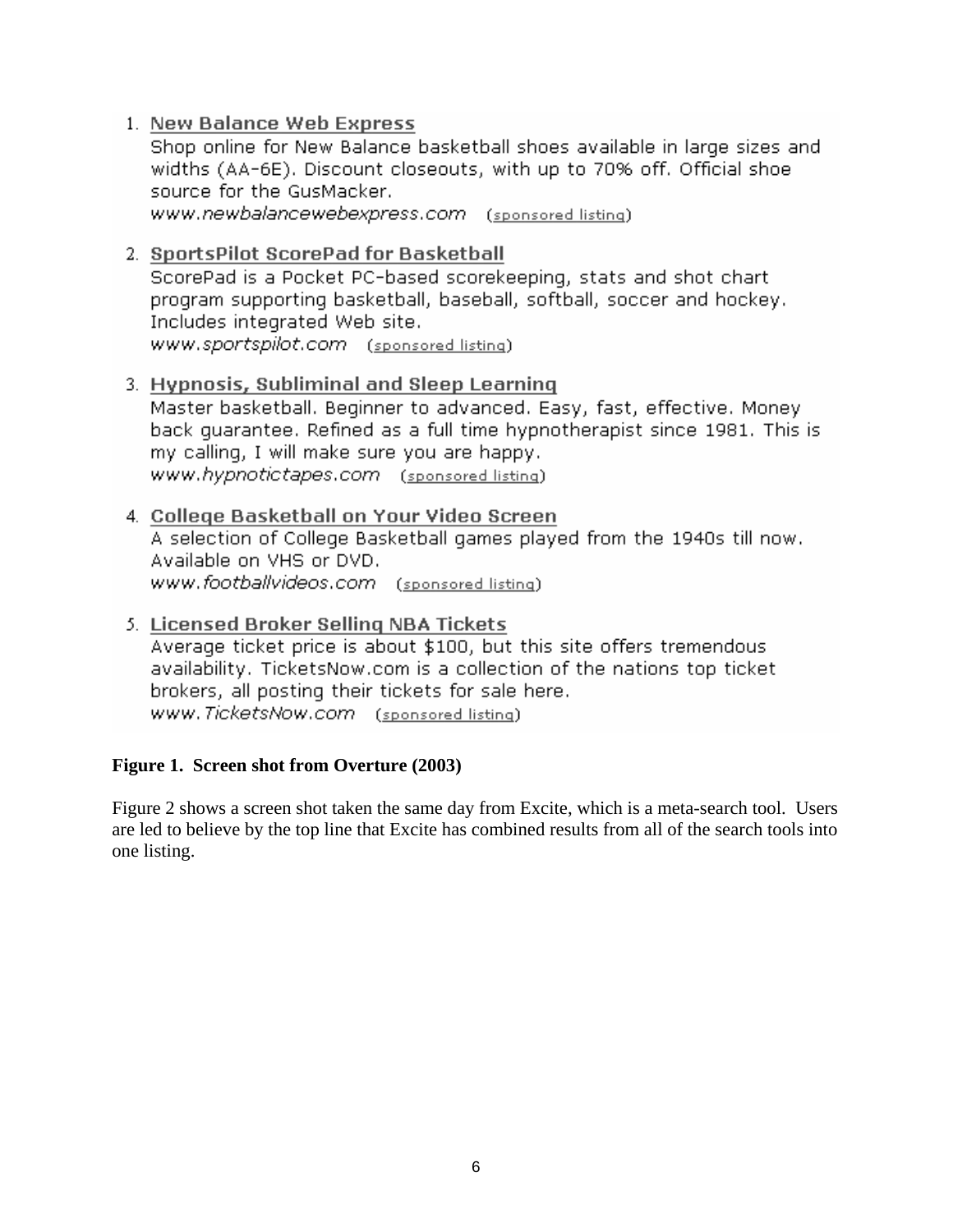1. New Balance Web Express
   Shop online for New Balance basketball shoes available in large sizes and widths (AA-6E). Discount closeouts, with up to 70% off. Official shoe source for the GusMacker.
   *www.newbalancewebexpress.com* (sponsored listing)

2. SportsPilot ScorePad for Basketball
   ScorePad is a Pocket PC-based scorekeeping, stats and shot chart program supporting basketball, baseball, softball, soccer and hockey. Includes integrated Web site.
   *www.sportspilot.com* (sponsored listing)

3. Hypnosis, Subliminal and Sleep Learning
   Master basketball. Beginner to advanced. Easy, fast, effective. Money back guarantee. Refined as a full time hypnotherapist since 1981. This is my calling, I will make sure you are happy.
   *www.hypnotictapes.com* (sponsored listing)

4. College Basketball on Your Video Screen
   A selection of College Basketball games played from the 1940s till now. Available on VHS or DVD.
   *www.footballvideos.com* (sponsored listing)

5. Licensed Broker Selling NBA Tickets
   Average ticket price is about $100, but this site offers tremendous availability. TicketsNow.com is a collection of the nations top ticket brokers, all posting their tickets for sale here.
   *www.TicketsNow.com* (sponsored listing)

**Figure 1. Screen shot from Overture (2003)**

Figure 2 shows a screen shot taken the same day from Excite, which is a meta-search tool. Users are led to believe by the top line that Excite has combined results from all of the search tools into one listing.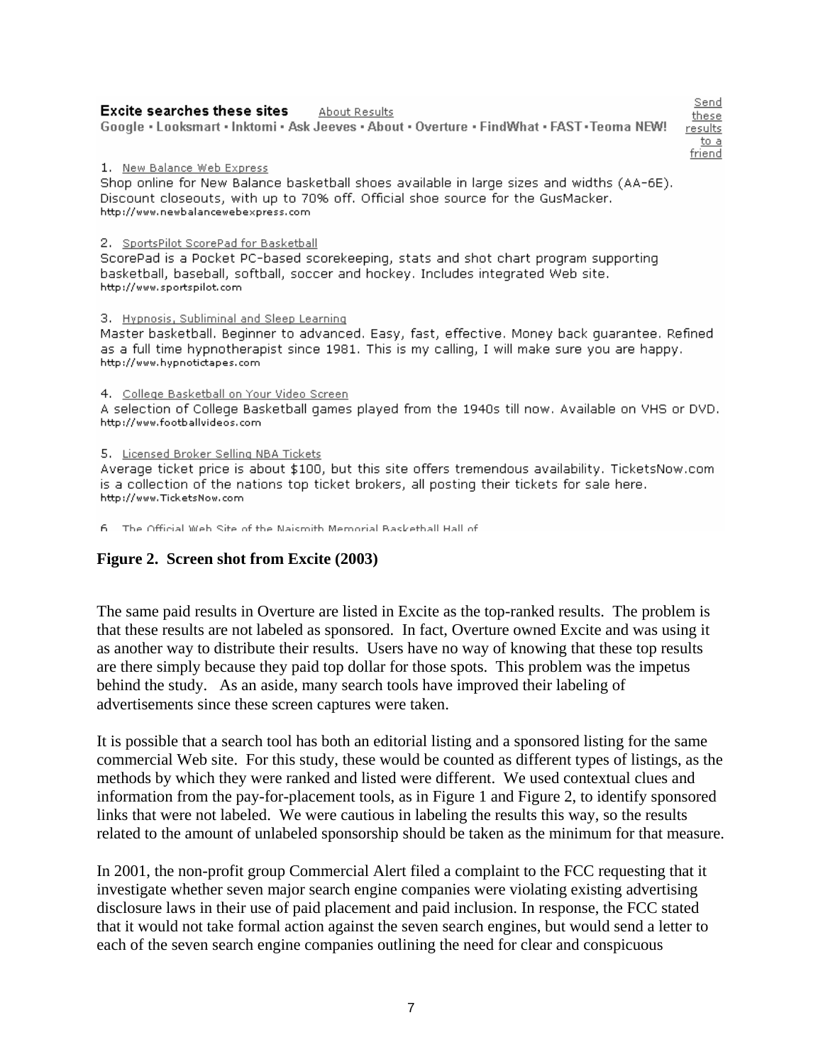**Excite searches these sites** About Results
Google • Looksmart • Inktomi • Ask Jeeves • About • Overture • FindWhat • FAST • Teoma NEW!

Send these results to a friend

1. New Balance Web Express
Shop online for New Balance basketball shoes available in large sizes and widths (AA-6E). Discount closeouts, with up to 70% off. Official shoe source for the GusMacker.
http://www.newbalancewebexpress.com

2. SportsPilot ScorePad for Basketball
ScorePad is a Pocket PC-based scorekeeping, stats and shot chart program supporting basketball, baseball, softball, soccer and hockey. Includes integrated Web site.
http://www.sportspilot.com

3. Hypnosis, Subliminal and Sleep Learning
Master basketball. Beginner to advanced. Easy, fast, effective. Money back guarantee. Refined as a full time hypnotherapist since 1981. This is my calling, I will make sure you are happy.
http://www.hypnotictapes.com

4. College Basketball on Your Video Screen
A selection of College Basketball games played from the 1940s till now. Available on VHS or DVD.
http://www.footballvideos.com

5. Licensed Broker Selling NBA Tickets
Average ticket price is about $100, but this site offers tremendous availability. TicketsNow.com is a collection of the nations top ticket brokers, all posting their tickets for sale here.
http://www.TicketsNow.com

6. The Official Web Site of the Naismith Memorial Basketball Hall of

**Figure 2. Screen shot from Excite (2003)**

The same paid results in Overture are listed in Excite as the top-ranked results. The problem is that these results are not labeled as sponsored. In fact, Overture owned Excite and was using it as another way to distribute their results. Users have no way of knowing that these top results are there simply because they paid top dollar for those spots. This problem was the impetus behind the study. As an aside, many search tools have improved their labeling of advertisements since these screen captures were taken.

It is possible that a search tool has both an editorial listing and a sponsored listing for the same commercial Web site. For this study, these would be counted as different types of listings, as the methods by which they were ranked and listed were different. We used contextual clues and information from the pay-for-placement tools, as in Figure 1 and Figure 2, to identify sponsored links that were not labeled. We were cautious in labeling the results this way, so the results related to the amount of unlabeled sponsorship should be taken as the minimum for that measure.

In 2001, the non-profit group Commercial Alert filed a complaint to the FCC requesting that it investigate whether seven major search engine companies were violating existing advertising disclosure laws in their use of paid placement and paid inclusion. In response, the FCC stated that it would not take formal action against the seven search engines, but would send a letter to each of the seven search engine companies outlining the need for clear and conspicuous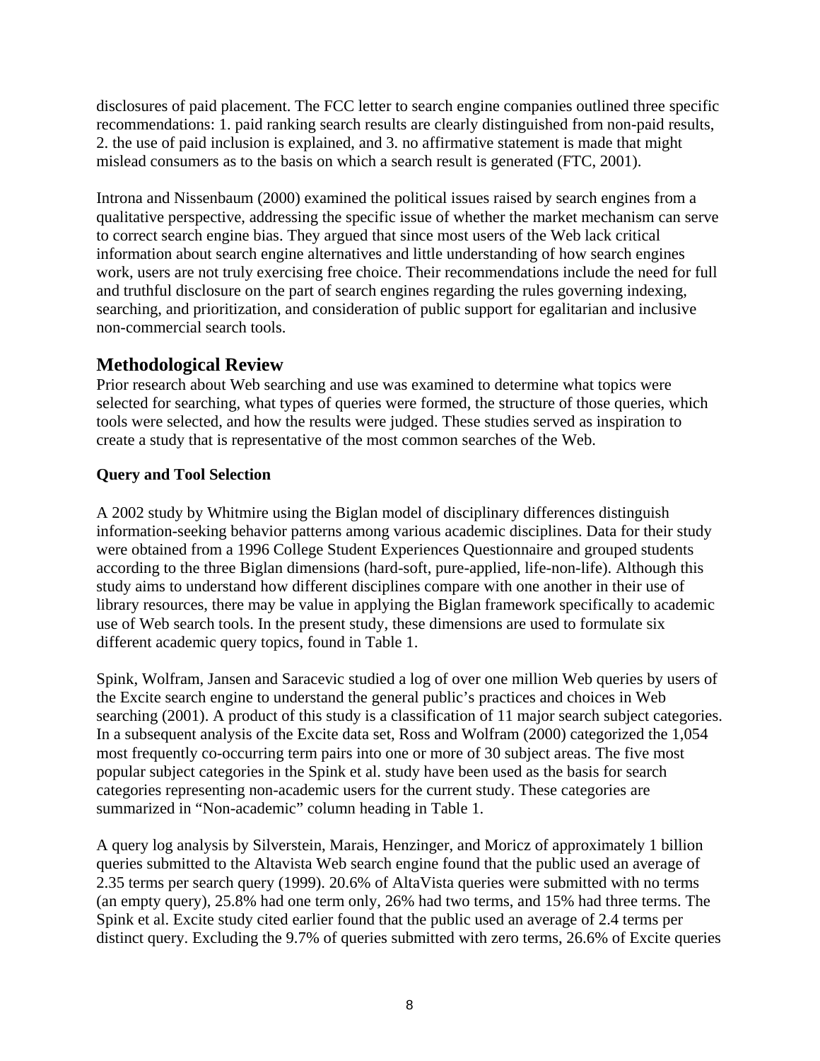disclosures of paid placement. The FCC letter to search engine companies outlined three specific recommendations: 1. paid ranking search results are clearly distinguished from non-paid results, 2. the use of paid inclusion is explained, and 3. no affirmative statement is made that might mislead consumers as to the basis on which a search result is generated (FTC, 2001).

Introna and Nissenbaum (2000) examined the political issues raised by search engines from a qualitative perspective, addressing the specific issue of whether the market mechanism can serve to correct search engine bias. They argued that since most users of the Web lack critical information about search engine alternatives and little understanding of how search engines work, users are not truly exercising free choice. Their recommendations include the need for full and truthful disclosure on the part of search engines regarding the rules governing indexing, searching, and prioritization, and consideration of public support for egalitarian and inclusive non-commercial search tools.

## Methodological Review

Prior research about Web searching and use was examined to determine what topics were selected for searching, what types of queries were formed, the structure of those queries, which tools were selected, and how the results were judged. These studies served as inspiration to create a study that is representative of the most common searches of the Web.

### Query and Tool Selection

A 2002 study by Whitmire using the Biglan model of disciplinary differences distinguish information-seeking behavior patterns among various academic disciplines. Data for their study were obtained from a 1996 College Student Experiences Questionnaire and grouped students according to the three Biglan dimensions (hard-soft, pure-applied, life-non-life). Although this study aims to understand how different disciplines compare with one another in their use of library resources, there may be value in applying the Biglan framework specifically to academic use of Web search tools. In the present study, these dimensions are used to formulate six different academic query topics, found in Table 1.

Spink, Wolfram, Jansen and Saracevic studied a log of over one million Web queries by users of the Excite search engine to understand the general public's practices and choices in Web searching (2001). A product of this study is a classification of 11 major search subject categories. In a subsequent analysis of the Excite data set, Ross and Wolfram (2000) categorized the 1,054 most frequently co-occurring term pairs into one or more of 30 subject areas. The five most popular subject categories in the Spink et al. study have been used as the basis for search categories representing non-academic users for the current study. These categories are summarized in "Non-academic" column heading in Table 1.

A query log analysis by Silverstein, Marais, Henzinger, and Moricz of approximately 1 billion queries submitted to the Altavista Web search engine found that the public used an average of 2.35 terms per search query (1999). 20.6% of AltaVista queries were submitted with no terms (an empty query), 25.8% had one term only, 26% had two terms, and 15% had three terms. The Spink et al. Excite study cited earlier found that the public used an average of 2.4 terms per distinct query. Excluding the 9.7% of queries submitted with zero terms, 26.6% of Excite queries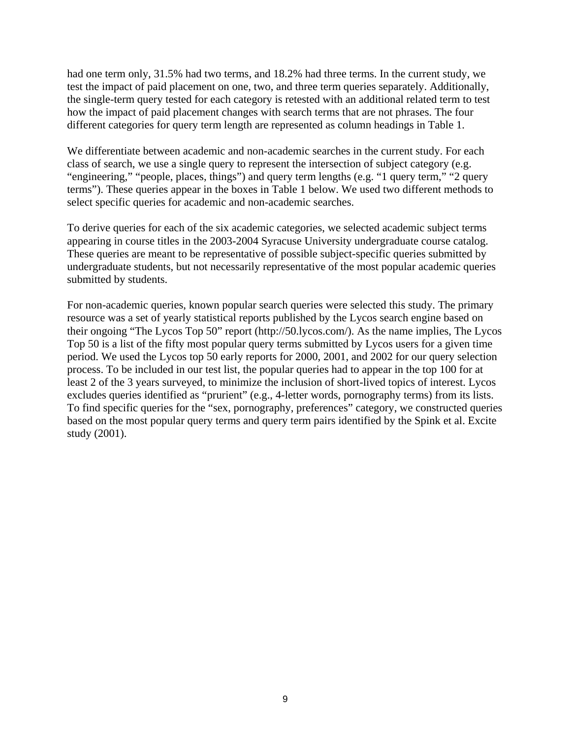had one term only, 31.5% had two terms, and 18.2% had three terms. In the current study, we test the impact of paid placement on one, two, and three term queries separately. Additionally, the single-term query tested for each category is retested with an additional related term to test how the impact of paid placement changes with search terms that are not phrases. The four different categories for query term length are represented as column headings in Table 1.

We differentiate between academic and non-academic searches in the current study. For each class of search, we use a single query to represent the intersection of subject category (e.g. "engineering," "people, places, things") and query term lengths (e.g. "1 query term," "2 query terms"). These queries appear in the boxes in Table 1 below. We used two different methods to select specific queries for academic and non-academic searches.

To derive queries for each of the six academic categories, we selected academic subject terms appearing in course titles in the 2003-2004 Syracuse University undergraduate course catalog. These queries are meant to be representative of possible subject-specific queries submitted by undergraduate students, but not necessarily representative of the most popular academic queries submitted by students.

For non-academic queries, known popular search queries were selected this study. The primary resource was a set of yearly statistical reports published by the Lycos search engine based on their ongoing "The Lycos Top 50" report (http://50.lycos.com/). As the name implies, The Lycos Top 50 is a list of the fifty most popular query terms submitted by Lycos users for a given time period. We used the Lycos top 50 early reports for 2000, 2001, and 2002 for our query selection process. To be included in our test list, the popular queries had to appear in the top 100 for at least 2 of the 3 years surveyed, to minimize the inclusion of short-lived topics of interest. Lycos excludes queries identified as "prurient" (e.g., 4-letter words, pornography terms) from its lists. To find specific queries for the "sex, pornography, preferences" category, we constructed queries based on the most popular query terms and query term pairs identified by the Spink et al. Excite study (2001).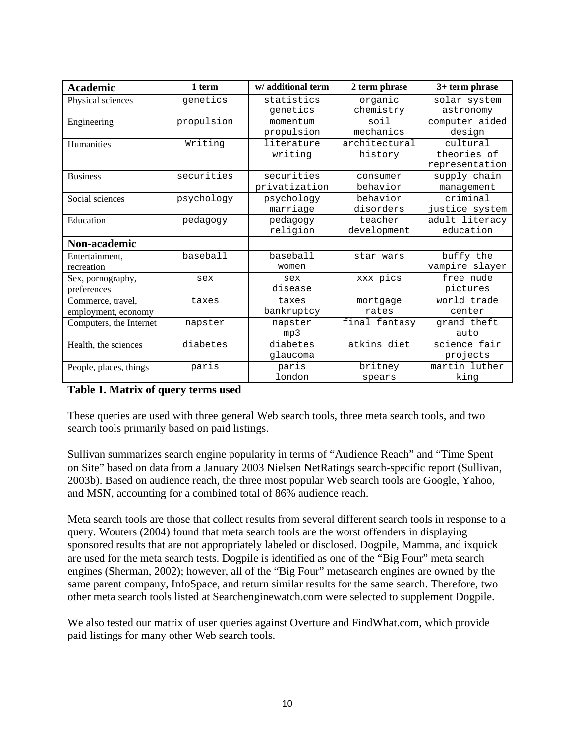| Academic | 1 term | w/ additional term | 2 term phrase | 3+ term phrase |
|---|---|---|---|---|
| Physical sciences | genetics | statistics genetics | organic chemistry | solar system astronomy |
| Engineering | propulsion | momentum propulsion | soil mechanics | computer aided design |
| Humanities | Writing | literature writing | architectural history | cultural theories of representation |
| Business | securities | securities privatization | consumer behavior | supply chain management |
| Social sciences | psychology | psychology marriage | behavior disorders | criminal justice system |
| Education | pedagogy | pedagogy religion | teacher development | adult literacy education |
| **Non-academic** | | | | |
| Entertainment, recreation | baseball | baseball women | star wars | buffy the vampire slayer |
| Sex, pornography, preferences | sex | sex disease | xxx pics | free nude pictures |
| Commerce, travel, employment, economy | taxes | taxes bankruptcy | mortgage rates | world trade center |
| Computers, the Internet | napster | napster mp3 | final fantasy | grand theft auto |
| Health, the sciences | diabetes | diabetes glaucoma | atkins diet | science fair projects |
| People, places, things | paris | paris london | britney spears | martin luther king |

**Table 1. Matrix of query terms used**

These queries are used with three general Web search tools, three meta search tools, and two search tools primarily based on paid listings.

Sullivan summarizes search engine popularity in terms of "Audience Reach" and "Time Spent on Site" based on data from a January 2003 Nielsen NetRatings search-specific report (Sullivan, 2003b). Based on audience reach, the three most popular Web search tools are Google, Yahoo, and MSN, accounting for a combined total of 86% audience reach.

Meta search tools are those that collect results from several different search tools in response to a query. Wouters (2004) found that meta search tools are the worst offenders in displaying sponsored results that are not appropriately labeled or disclosed. Dogpile, Mamma, and ixquick are used for the meta search tests. Dogpile is identified as one of the "Big Four" meta search engines (Sherman, 2002); however, all of the "Big Four" metasearch engines are owned by the same parent company, InfoSpace, and return similar results for the same search. Therefore, two other meta search tools listed at Searchenginewatch.com were selected to supplement Dogpile.

We also tested our matrix of user queries against Overture and FindWhat.com, which provide paid listings for many other Web search tools.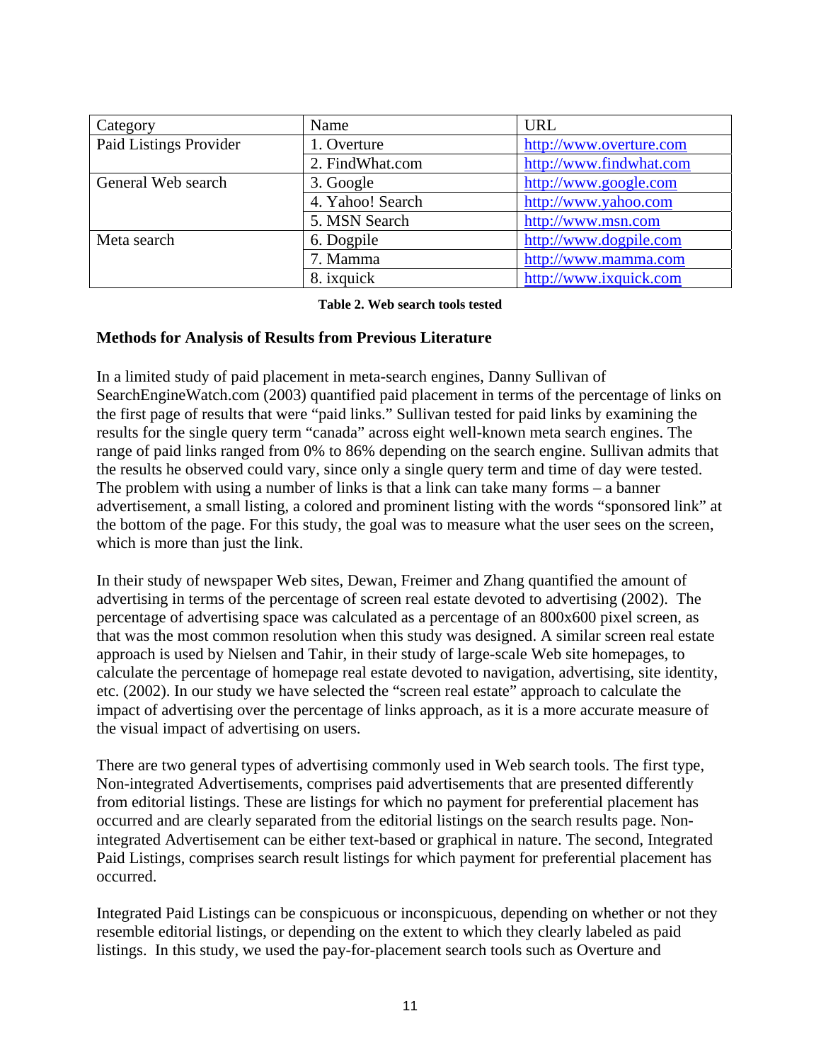| Category | Name | URL |
|---|---|---|
| Paid Listings Provider | 1. Overture | http://www.overture.com |
| | 2. FindWhat.com | http://www.findwhat.com |
| General Web search | 3. Google | http://www.google.com |
| | 4. Yahoo! Search | http://www.yahoo.com |
| | 5. MSN Search | http://www.msn.com |
| Meta search | 6. Dogpile | http://www.dogpile.com |
| | 7. Mamma | http://www.mamma.com |
| | 8. ixquick | http://www.ixquick.com |

**Table 2. Web search tools tested**

**Methods for Analysis of Results from Previous Literature**

In a limited study of paid placement in meta-search engines, Danny Sullivan of SearchEngineWatch.com (2003) quantified paid placement in terms of the percentage of links on the first page of results that were "paid links." Sullivan tested for paid links by examining the results for the single query term "canada" across eight well-known meta search engines. The range of paid links ranged from 0% to 86% depending on the search engine. Sullivan admits that the results he observed could vary, since only a single query term and time of day were tested. The problem with using a number of links is that a link can take many forms – a banner advertisement, a small listing, a colored and prominent listing with the words "sponsored link" at the bottom of the page. For this study, the goal was to measure what the user sees on the screen, which is more than just the link.

In their study of newspaper Web sites, Dewan, Freimer and Zhang quantified the amount of advertising in terms of the percentage of screen real estate devoted to advertising (2002). The percentage of advertising space was calculated as a percentage of an 800x600 pixel screen, as that was the most common resolution when this study was designed. A similar screen real estate approach is used by Nielsen and Tahir, in their study of large-scale Web site homepages, to calculate the percentage of homepage real estate devoted to navigation, advertising, site identity, etc. (2002). In our study we have selected the "screen real estate" approach to calculate the impact of advertising over the percentage of links approach, as it is a more accurate measure of the visual impact of advertising on users.

There are two general types of advertising commonly used in Web search tools. The first type, Non-integrated Advertisements, comprises paid advertisements that are presented differently from editorial listings. These are listings for which no payment for preferential placement has occurred and are clearly separated from the editorial listings on the search results page. Non-integrated Advertisement can be either text-based or graphical in nature. The second, Integrated Paid Listings, comprises search result listings for which payment for preferential placement has occurred.

Integrated Paid Listings can be conspicuous or inconspicuous, depending on whether or not they resemble editorial listings, or depending on the extent to which they clearly labeled as paid listings. In this study, we used the pay-for-placement search tools such as Overture and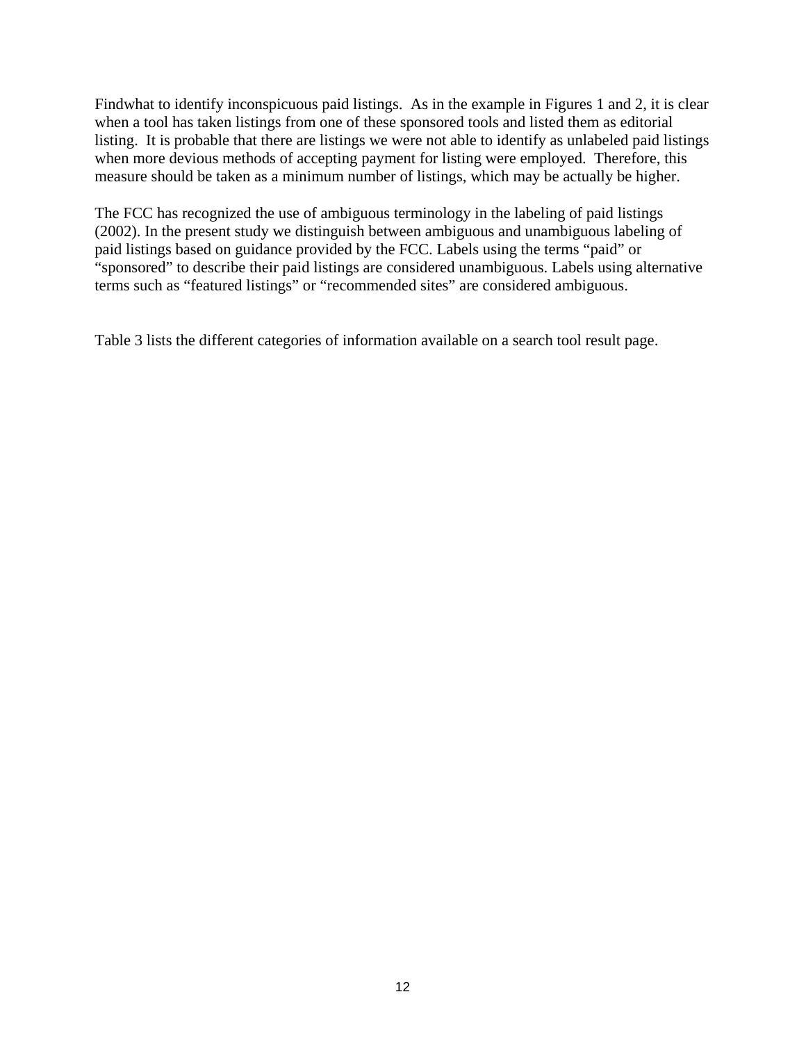Findwhat to identify inconspicuous paid listings. As in the example in Figures 1 and 2, it is clear when a tool has taken listings from one of these sponsored tools and listed them as editorial listing. It is probable that there are listings we were not able to identify as unlabeled paid listings when more devious methods of accepting payment for listing were employed. Therefore, this measure should be taken as a minimum number of listings, which may be actually be higher.

The FCC has recognized the use of ambiguous terminology in the labeling of paid listings (2002). In the present study we distinguish between ambiguous and unambiguous labeling of paid listings based on guidance provided by the FCC. Labels using the terms "paid" or "sponsored" to describe their paid listings are considered unambiguous. Labels using alternative terms such as "featured listings" or "recommended sites" are considered ambiguous.

Table 3 lists the different categories of information available on a search tool result page.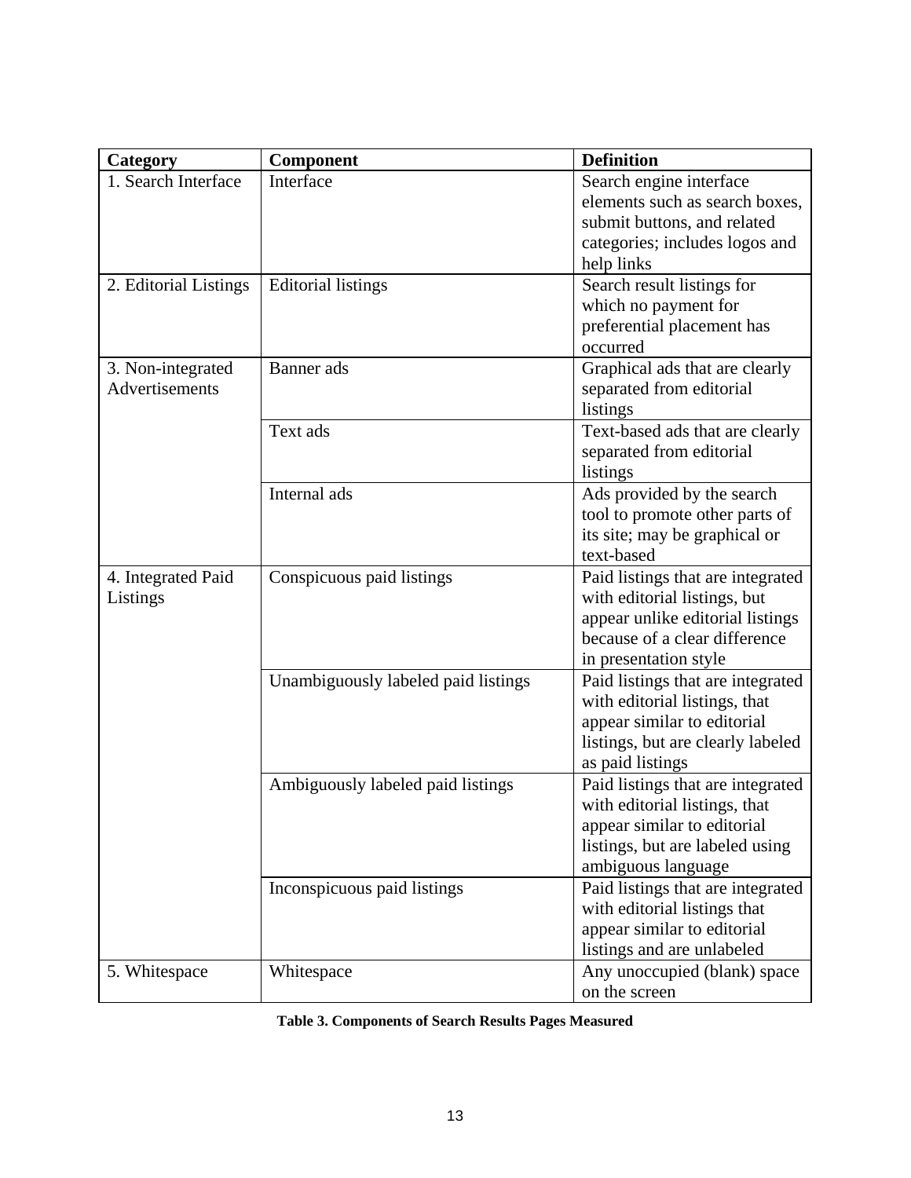| Category | Component | Definition |
| --- | --- | --- |
| 1. Search Interface | Interface | Search engine interface elements such as search boxes, submit buttons, and related categories; includes logos and help links |
| 2. Editorial Listings | Editorial listings | Search result listings for which no payment for preferential placement has occurred |
| 3. Non-integrated Advertisements | Banner ads | Graphical ads that are clearly separated from editorial listings |
| | Text ads | Text-based ads that are clearly separated from editorial listings |
| | Internal ads | Ads provided by the search tool to promote other parts of its site; may be graphical or text-based |
| 4. Integrated Paid Listings | Conspicuous paid listings | Paid listings that are integrated with editorial listings, but appear unlike editorial listings because of a clear difference in presentation style |
| | Unambiguously labeled paid listings | Paid listings that are integrated with editorial listings, that appear similar to editorial listings, but are clearly labeled as paid listings |
| | Ambiguously labeled paid listings | Paid listings that are integrated with editorial listings, that appear similar to editorial listings, but are labeled using ambiguous language |
| | Inconspicuous paid listings | Paid listings that are integrated with editorial listings that appear similar to editorial listings and are unlabeled |
| 5. Whitespace | Whitespace | Any unoccupied (blank) space on the screen |

**Table 3. Components of Search Results Pages Measured**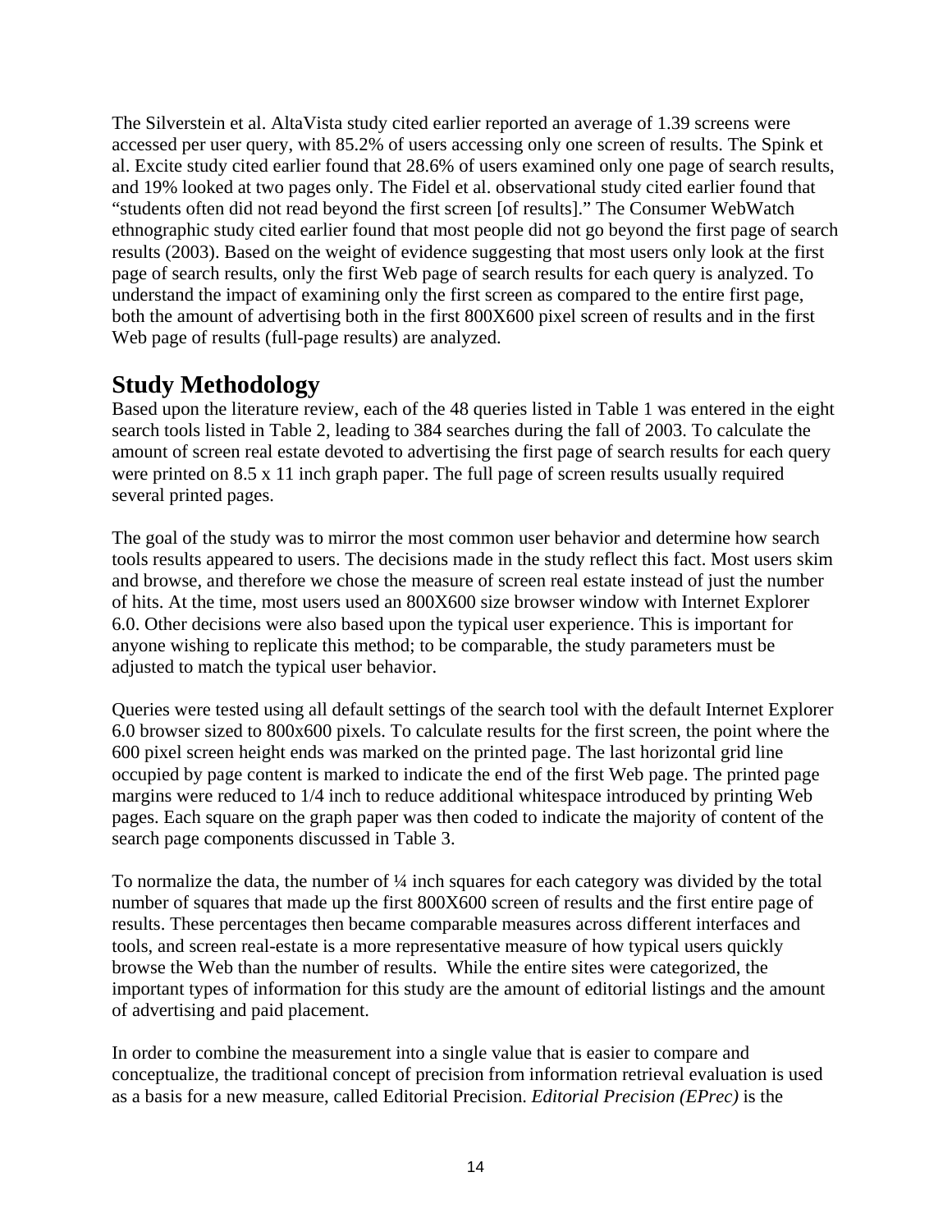The Silverstein et al. AltaVista study cited earlier reported an average of 1.39 screens were accessed per user query, with 85.2% of users accessing only one screen of results. The Spink et al. Excite study cited earlier found that 28.6% of users examined only one page of search results, and 19% looked at two pages only. The Fidel et al. observational study cited earlier found that "students often did not read beyond the first screen [of results]." The Consumer WebWatch ethnographic study cited earlier found that most people did not go beyond the first page of search results (2003). Based on the weight of evidence suggesting that most users only look at the first page of search results, only the first Web page of search results for each query is analyzed. To understand the impact of examining only the first screen as compared to the entire first page, both the amount of advertising both in the first 800X600 pixel screen of results and in the first Web page of results (full-page results) are analyzed.

## Study Methodology

Based upon the literature review, each of the 48 queries listed in Table 1 was entered in the eight search tools listed in Table 2, leading to 384 searches during the fall of 2003. To calculate the amount of screen real estate devoted to advertising the first page of search results for each query were printed on 8.5 x 11 inch graph paper. The full page of screen results usually required several printed pages.

The goal of the study was to mirror the most common user behavior and determine how search tools results appeared to users. The decisions made in the study reflect this fact. Most users skim and browse, and therefore we chose the measure of screen real estate instead of just the number of hits. At the time, most users used an 800X600 size browser window with Internet Explorer 6.0. Other decisions were also based upon the typical user experience. This is important for anyone wishing to replicate this method; to be comparable, the study parameters must be adjusted to match the typical user behavior.

Queries were tested using all default settings of the search tool with the default Internet Explorer 6.0 browser sized to 800x600 pixels. To calculate results for the first screen, the point where the 600 pixel screen height ends was marked on the printed page. The last horizontal grid line occupied by page content is marked to indicate the end of the first Web page. The printed page margins were reduced to 1/4 inch to reduce additional whitespace introduced by printing Web pages. Each square on the graph paper was then coded to indicate the majority of content of the search page components discussed in Table 3.

To normalize the data, the number of ¼ inch squares for each category was divided by the total number of squares that made up the first 800X600 screen of results and the first entire page of results. These percentages then became comparable measures across different interfaces and tools, and screen real-estate is a more representative measure of how typical users quickly browse the Web than the number of results. While the entire sites were categorized, the important types of information for this study are the amount of editorial listings and the amount of advertising and paid placement.

In order to combine the measurement into a single value that is easier to compare and conceptualize, the traditional concept of precision from information retrieval evaluation is used as a basis for a new measure, called Editorial Precision. *Editorial Precision (EPrec)* is the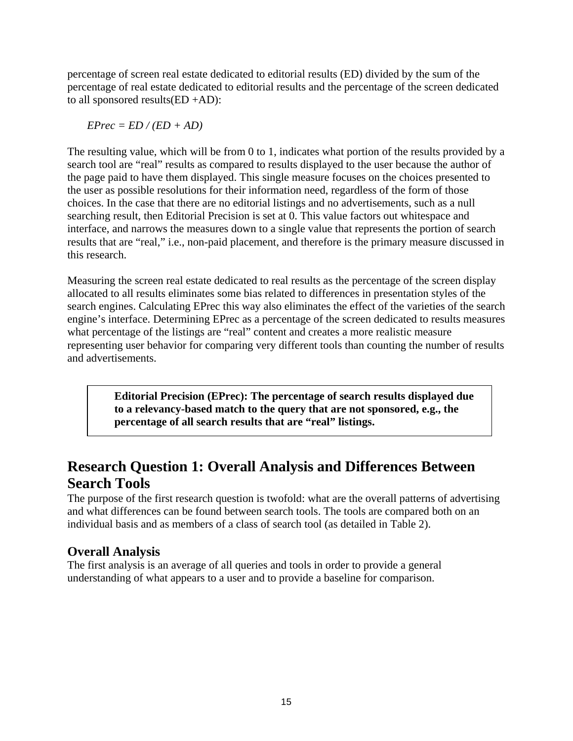percentage of screen real estate dedicated to editorial results (ED) divided by the sum of the percentage of real estate dedicated to editorial results and the percentage of the screen dedicated to all sponsored results(ED +AD):

$$EPrec = ED / (ED + AD)$$

The resulting value, which will be from 0 to 1, indicates what portion of the results provided by a search tool are "real" results as compared to results displayed to the user because the author of the page paid to have them displayed. This single measure focuses on the choices presented to the user as possible resolutions for their information need, regardless of the form of those choices. In the case that there are no editorial listings and no advertisements, such as a null searching result, then Editorial Precision is set at 0. This value factors out whitespace and interface, and narrows the measures down to a single value that represents the portion of search results that are "real," i.e., non-paid placement, and therefore is the primary measure discussed in this research.

Measuring the screen real estate dedicated to real results as the percentage of the screen display allocated to all results eliminates some bias related to differences in presentation styles of the search engines. Calculating EPrec this way also eliminates the effect of the varieties of the search engine's interface. Determining EPrec as a percentage of the screen dedicated to results measures what percentage of the listings are "real" content and creates a more realistic measure representing user behavior for comparing very different tools than counting the number of results and advertisements.

> **Editorial Precision (EPrec): The percentage of search results displayed due to a relevancy-based match to the query that are not sponsored, e.g., the percentage of all search results that are "real" listings.**

## Research Question 1: Overall Analysis and Differences Between Search Tools

The purpose of the first research question is twofold: what are the overall patterns of advertising and what differences can be found between search tools. The tools are compared both on an individual basis and as members of a class of search tool (as detailed in Table 2).

### Overall Analysis

The first analysis is an average of all queries and tools in order to provide a general understanding of what appears to a user and to provide a baseline for comparison.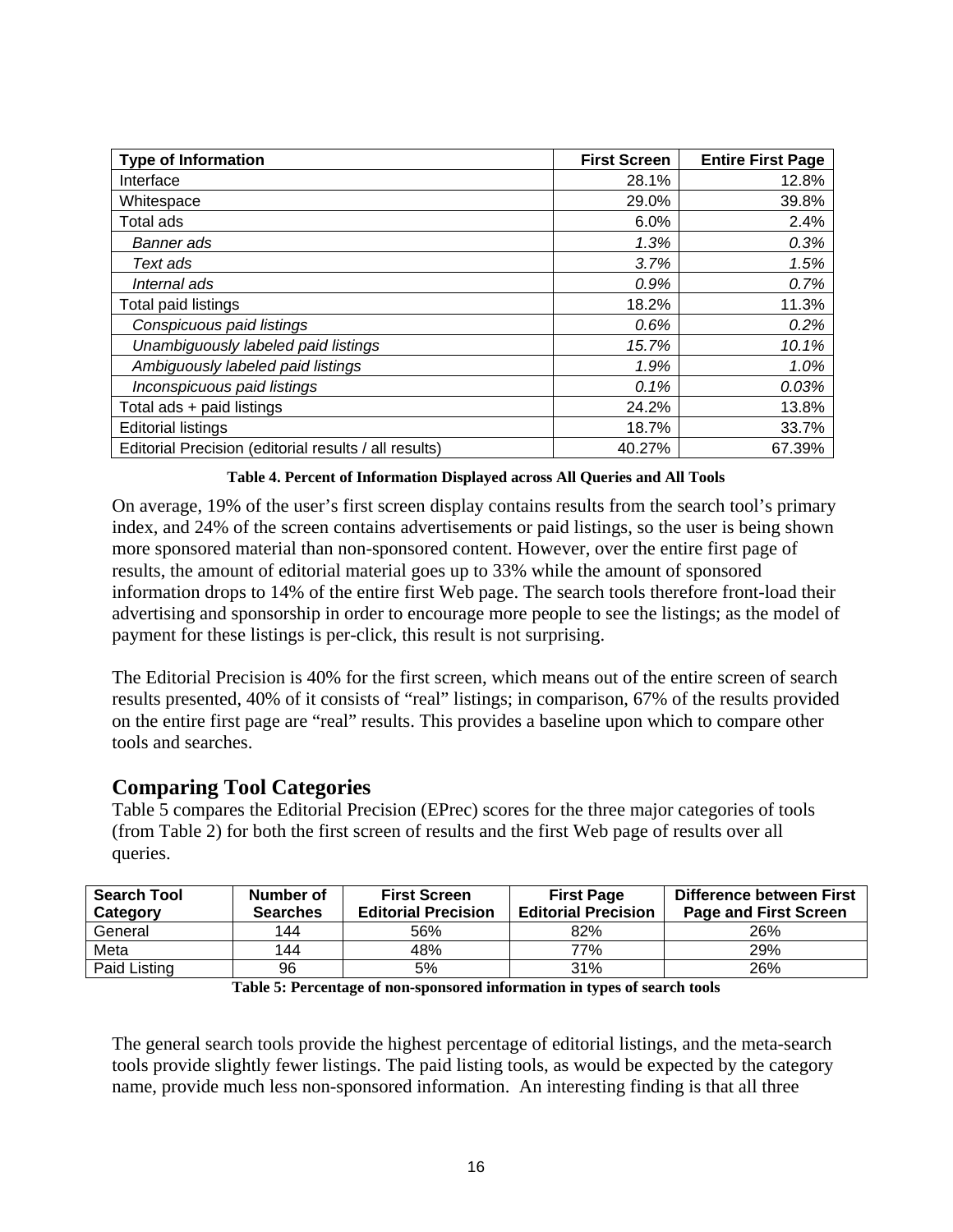| Type of Information | First Screen | Entire First Page |
|---|---|---|
| Interface | 28.1% | 12.8% |
| Whitespace | 29.0% | 39.8% |
| Total ads | 6.0% | 2.4% |
| *Banner ads* | *1.3%* | *0.3%* |
| *Text ads* | *3.7%* | *1.5%* |
| *Internal ads* | *0.9%* | *0.7%* |
| Total paid listings | 18.2% | 11.3% |
| *Conspicuous paid listings* | *0.6%* | *0.2%* |
| *Unambiguously labeled paid listings* | *15.7%* | *10.1%* |
| *Ambiguously labeled paid listings* | *1.9%* | *1.0%* |
| *Inconspicuous paid listings* | *0.1%* | *0.03%* |
| Total ads + paid listings | 24.2% | 13.8% |
| Editorial listings | 18.7% | 33.7% |
| Editorial Precision (editorial results / all results) | 40.27% | 67.39% |

**Table 4. Percent of Information Displayed across All Queries and All Tools**

On average, 19% of the user's first screen display contains results from the search tool's primary index, and 24% of the screen contains advertisements or paid listings, so the user is being shown more sponsored material than non-sponsored content. However, over the entire first page of results, the amount of editorial material goes up to 33% while the amount of sponsored information drops to 14% of the entire first Web page. The search tools therefore front-load their advertising and sponsorship in order to encourage more people to see the listings; as the model of payment for these listings is per-click, this result is not surprising.

The Editorial Precision is 40% for the first screen, which means out of the entire screen of search results presented, 40% of it consists of "real" listings; in comparison, 67% of the results provided on the entire first page are "real" results. This provides a baseline upon which to compare other tools and searches.

## Comparing Tool Categories

Table 5 compares the Editorial Precision (EPrec) scores for the three major categories of tools (from Table 2) for both the first screen of results and the first Web page of results over all queries.

| Search Tool Category | Number of Searches | First Screen Editorial Precision | First Page Editorial Precision | Difference between First Page and First Screen |
|---|---|---|---|---|
| General | 144 | 56% | 82% | 26% |
| Meta | 144 | 48% | 77% | 29% |
| Paid Listing | 96 | 5% | 31% | 26% |

**Table 5: Percentage of non-sponsored information in types of search tools**

The general search tools provide the highest percentage of editorial listings, and the meta-search tools provide slightly fewer listings. The paid listing tools, as would be expected by the category name, provide much less non-sponsored information. An interesting finding is that all three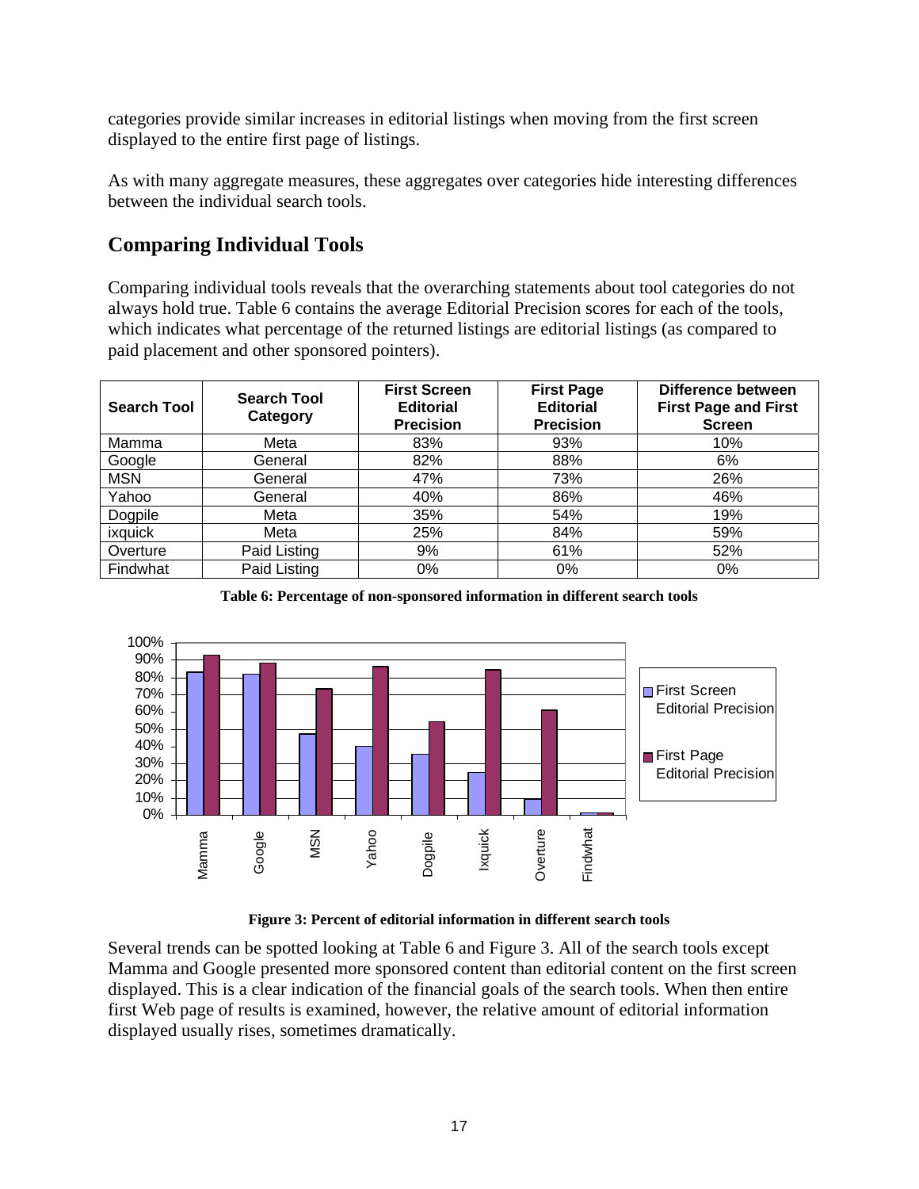categories provide similar increases in editorial listings when moving from the first screen displayed to the entire first page of listings.

As with many aggregate measures, these aggregates over categories hide interesting differences between the individual search tools.

## Comparing Individual Tools

Comparing individual tools reveals that the overarching statements about tool categories do not always hold true. Table 6 contains the average Editorial Precision scores for each of the tools, which indicates what percentage of the returned listings are editorial listings (as compared to paid placement and other sponsored pointers).

| Search Tool | Search Tool Category | First Screen Editorial Precision | First Page Editorial Precision | Difference between First Page and First Screen |
|---|---|---|---|---|
| Mamma | Meta | 83% | 93% | 10% |
| Google | General | 82% | 88% | 6% |
| MSN | General | 47% | 73% | 26% |
| Yahoo | General | 40% | 86% | 46% |
| Dogpile | Meta | 35% | 54% | 19% |
| ixquick | Meta | 25% | 84% | 59% |
| Overture | Paid Listing | 9% | 61% | 52% |
| Findwhat | Paid Listing | 0% | 0% | 0% |

**Table 6: Percentage of non-sponsored information in different search tools**

**Figure 3: Percent of editorial information in different search tools**

Several trends can be spotted looking at Table 6 and Figure 3. All of the search tools except Mamma and Google presented more sponsored content than editorial content on the first screen displayed. This is a clear indication of the financial goals of the search tools. When then entire first Web page of results is examined, however, the relative amount of editorial information displayed usually rises, sometimes dramatically.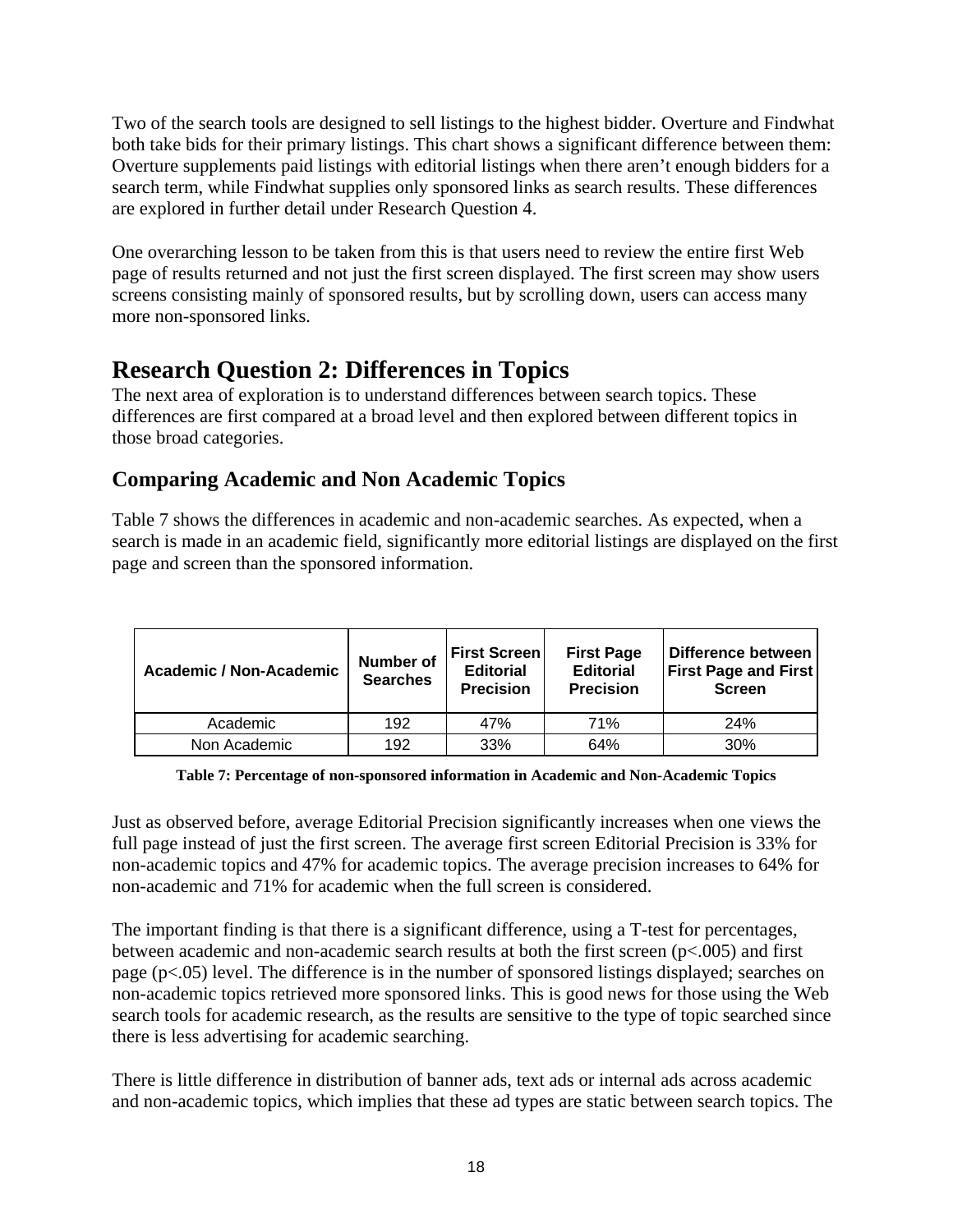Two of the search tools are designed to sell listings to the highest bidder. Overture and Findwhat both take bids for their primary listings. This chart shows a significant difference between them: Overture supplements paid listings with editorial listings when there aren't enough bidders for a search term, while Findwhat supplies only sponsored links as search results. These differences are explored in further detail under Research Question 4.

One overarching lesson to be taken from this is that users need to review the entire first Web page of results returned and not just the first screen displayed. The first screen may show users screens consisting mainly of sponsored results, but by scrolling down, users can access many more non-sponsored links.

# Research Question 2: Differences in Topics

The next area of exploration is to understand differences between search topics. These differences are first compared at a broad level and then explored between different topics in those broad categories.

## Comparing Academic and Non Academic Topics

Table 7 shows the differences in academic and non-academic searches. As expected, when a search is made in an academic field, significantly more editorial listings are displayed on the first page and screen than the sponsored information.

| Academic / Non-Academic | Number of Searches | First Screen Editorial Precision | First Page Editorial Precision | Difference between First Page and First Screen |
|---|---|---|---|---|
| Academic | 192 | 47% | 71% | 24% |
| Non Academic | 192 | 33% | 64% | 30% |

**Table 7: Percentage of non-sponsored information in Academic and Non-Academic Topics**

Just as observed before, average Editorial Precision significantly increases when one views the full page instead of just the first screen. The average first screen Editorial Precision is 33% for non-academic topics and 47% for academic topics. The average precision increases to 64% for non-academic and 71% for academic when the full screen is considered.

The important finding is that there is a significant difference, using a T-test for percentages, between academic and non-academic search results at both the first screen ($p<.005$) and first page ($p<.05$) level. The difference is in the number of sponsored listings displayed; searches on non-academic topics retrieved more sponsored links. This is good news for those using the Web search tools for academic research, as the results are sensitive to the type of topic searched since there is less advertising for academic searching.

There is little difference in distribution of banner ads, text ads or internal ads across academic and non-academic topics, which implies that these ad types are static between search topics. The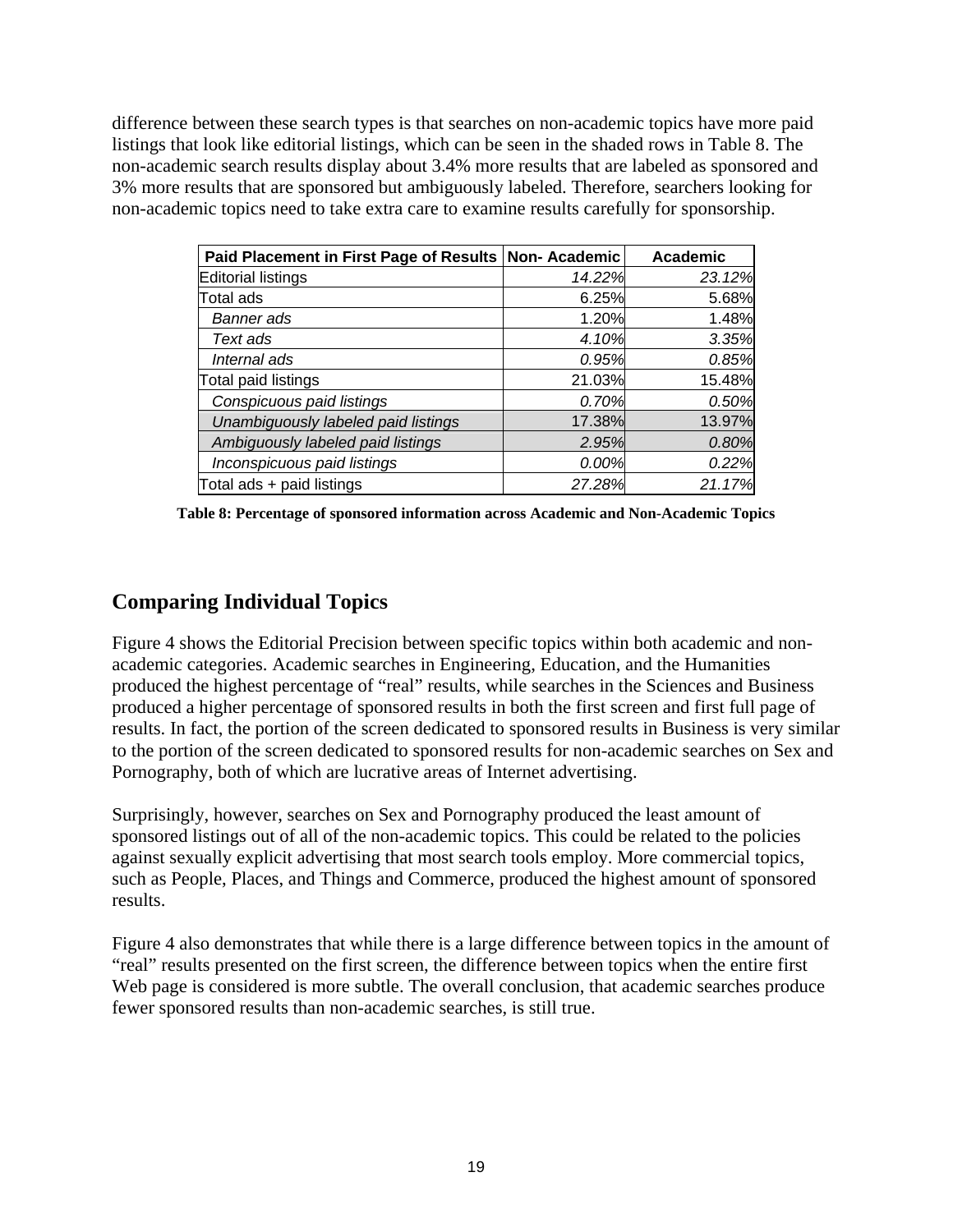difference between these search types is that searches on non-academic topics have more paid listings that look like editorial listings, which can be seen in the shaded rows in Table 8. The non-academic search results display about 3.4% more results that are labeled as sponsored and 3% more results that are sponsored but ambiguously labeled. Therefore, searchers looking for non-academic topics need to take extra care to examine results carefully for sponsorship.

| Paid Placement in First Page of Results | Non- Academic | Academic |
|---|---|---|
| Editorial listings | *14.22%* | *23.12%* |
| Total ads | 6.25% | 5.68% |
| *Banner ads* | 1.20% | 1.48% |
| *Text ads* | *4.10%* | *3.35%* |
| *Internal ads* | *0.95%* | *0.85%* |
| Total paid listings | 21.03% | 15.48% |
| *Conspicuous paid listings* | *0.70%* | *0.50%* |
| *Unambiguously labeled paid listings* | 17.38% | 13.97% |
| *Ambiguously labeled paid listings* | *2.95%* | *0.80%* |
| *Inconspicuous paid listings* | *0.00%* | *0.22%* |
| Total ads + paid listings | *27.28%* | *21.17%* |

**Table 8: Percentage of sponsored information across Academic and Non-Academic Topics**

## Comparing Individual Topics

Figure 4 shows the Editorial Precision between specific topics within both academic and non-academic categories. Academic searches in Engineering, Education, and the Humanities produced the highest percentage of "real" results, while searches in the Sciences and Business produced a higher percentage of sponsored results in both the first screen and first full page of results. In fact, the portion of the screen dedicated to sponsored results in Business is very similar to the portion of the screen dedicated to sponsored results for non-academic searches on Sex and Pornography, both of which are lucrative areas of Internet advertising.

Surprisingly, however, searches on Sex and Pornography produced the least amount of sponsored listings out of all of the non-academic topics. This could be related to the policies against sexually explicit advertising that most search tools employ. More commercial topics, such as People, Places, and Things and Commerce, produced the highest amount of sponsored results.

Figure 4 also demonstrates that while there is a large difference between topics in the amount of "real" results presented on the first screen, the difference between topics when the entire first Web page is considered is more subtle. The overall conclusion, that academic searches produce fewer sponsored results than non-academic searches, is still true.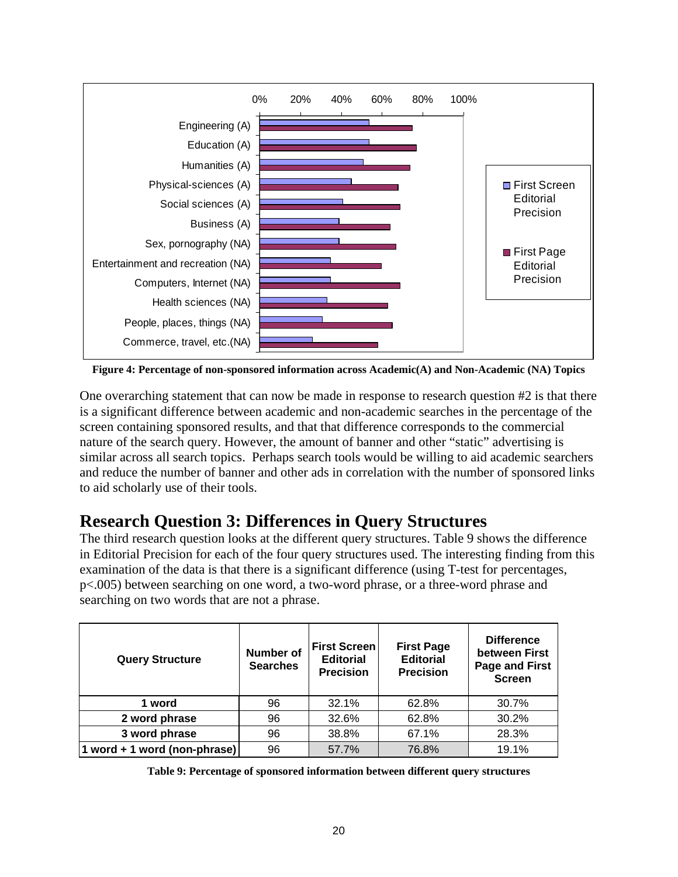Figure 4: Percentage of non-sponsored information across Academic(A) and Non-Academic (NA) Topics

One overarching statement that can now be made in response to research question #2 is that there is a significant difference between academic and non-academic searches in the percentage of the screen containing sponsored results, and that that difference corresponds to the commercial nature of the search query. However, the amount of banner and other "static" advertising is similar across all search topics. Perhaps search tools would be willing to aid academic searchers and reduce the number of banner and other ads in correlation with the number of sponsored links to aid scholarly use of their tools.

# Research Question 3: Differences in Query Structures

The third research question looks at the different query structures. Table 9 shows the difference in Editorial Precision for each of the four query structures used. The interesting finding from this examination of the data is that there is a significant difference (using T-test for percentages, $p<.005$) between searching on one word, a two-word phrase, or a three-word phrase and searching on two words that are not a phrase.

| Query Structure | Number of Searches | First Screen Editorial Precision | First Page Editorial Precision | Difference between First Page and First Screen |
|---|---|---|---|---|
| **1 word** | 96 | 32.1% | 62.8% | 30.7% |
| **2 word phrase** | 96 | 32.6% | 62.8% | 30.2% |
| **3 word phrase** | 96 | 38.8% | 67.1% | 28.3% |
| **1 word + 1 word (non-phrase)** | 96 | 57.7% | 76.8% | 19.1% |

**Table 9: Percentage of sponsored information between different query structures**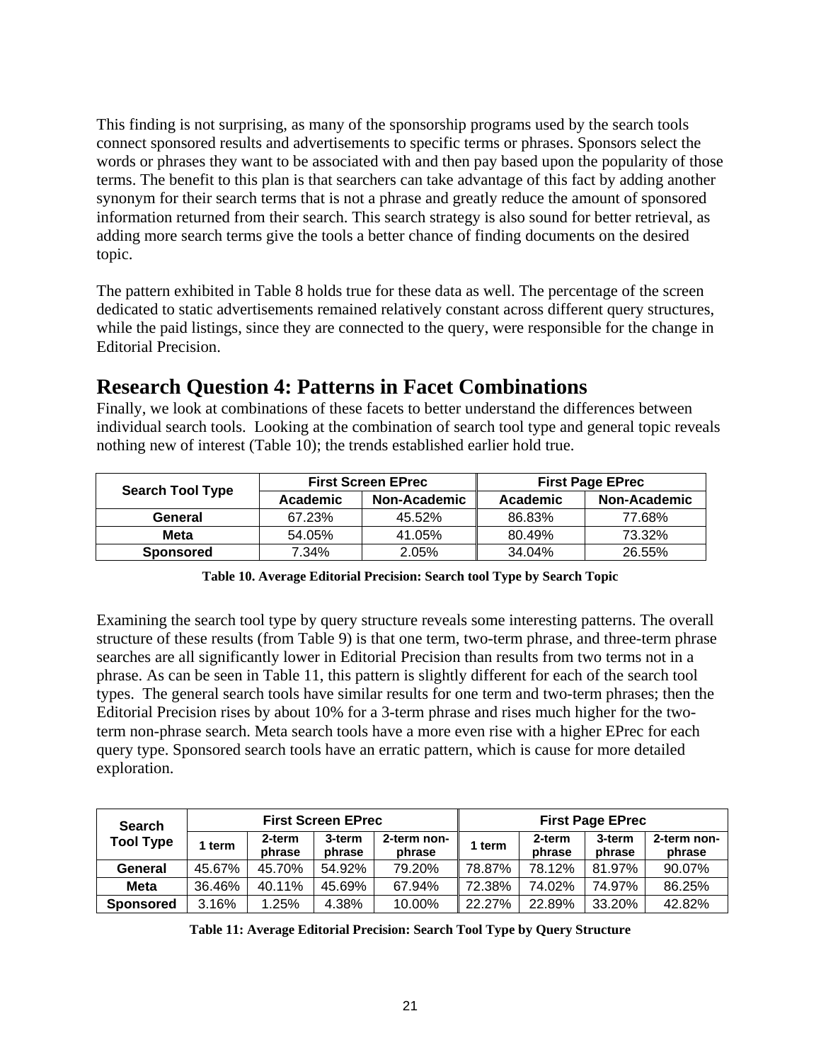This finding is not surprising, as many of the sponsorship programs used by the search tools connect sponsored results and advertisements to specific terms or phrases. Sponsors select the words or phrases they want to be associated with and then pay based upon the popularity of those terms. The benefit to this plan is that searchers can take advantage of this fact by adding another synonym for their search terms that is not a phrase and greatly reduce the amount of sponsored information returned from their search. This search strategy is also sound for better retrieval, as adding more search terms give the tools a better chance of finding documents on the desired topic.

The pattern exhibited in Table 8 holds true for these data as well. The percentage of the screen dedicated to static advertisements remained relatively constant across different query structures, while the paid listings, since they are connected to the query, were responsible for the change in Editorial Precision.

## Research Question 4: Patterns in Facet Combinations

Finally, we look at combinations of these facets to better understand the differences between individual search tools. Looking at the combination of search tool type and general topic reveals nothing new of interest (Table 10); the trends established earlier hold true.

| Search Tool Type | First Screen EPrec | | First Page EPrec | |
|---|---|---|---|---|
| | Academic | Non-Academic | Academic | Non-Academic |
| **General** | 67.23% | 45.52% | 86.83% | 77.68% |
| **Meta** | 54.05% | 41.05% | 80.49% | 73.32% |
| **Sponsored** | 7.34% | 2.05% | 34.04% | 26.55% |

**Table 10. Average Editorial Precision: Search tool Type by Search Topic**

Examining the search tool type by query structure reveals some interesting patterns. The overall structure of these results (from Table 9) is that one term, two-term phrase, and three-term phrase searches are all significantly lower in Editorial Precision than results from two terms not in a phrase. As can be seen in Table 11, this pattern is slightly different for each of the search tool types. The general search tools have similar results for one term and two-term phrases; then the Editorial Precision rises by about 10% for a 3-term phrase and rises much higher for the two-term non-phrase search. Meta search tools have a more even rise with a higher EPrec for each query type. Sponsored search tools have an erratic pattern, which is cause for more detailed exploration.

| Search Tool Type | First Screen EPrec | | | | First Page EPrec | | | |
|---|---|---|---|---|---|---|---|---|
| | 1 term | 2-term phrase | 3-term phrase | 2-term non-phrase | 1 term | 2-term phrase | 3-term phrase | 2-term non-phrase |
| **General** | 45.67% | 45.70% | 54.92% | 79.20% | 78.87% | 78.12% | 81.97% | 90.07% |
| **Meta** | 36.46% | 40.11% | 45.69% | 67.94% | 72.38% | 74.02% | 74.97% | 86.25% |
| **Sponsored** | 3.16% | 1.25% | 4.38% | 10.00% | 22.27% | 22.89% | 33.20% | 42.82% |

**Table 11: Average Editorial Precision: Search Tool Type by Query Structure**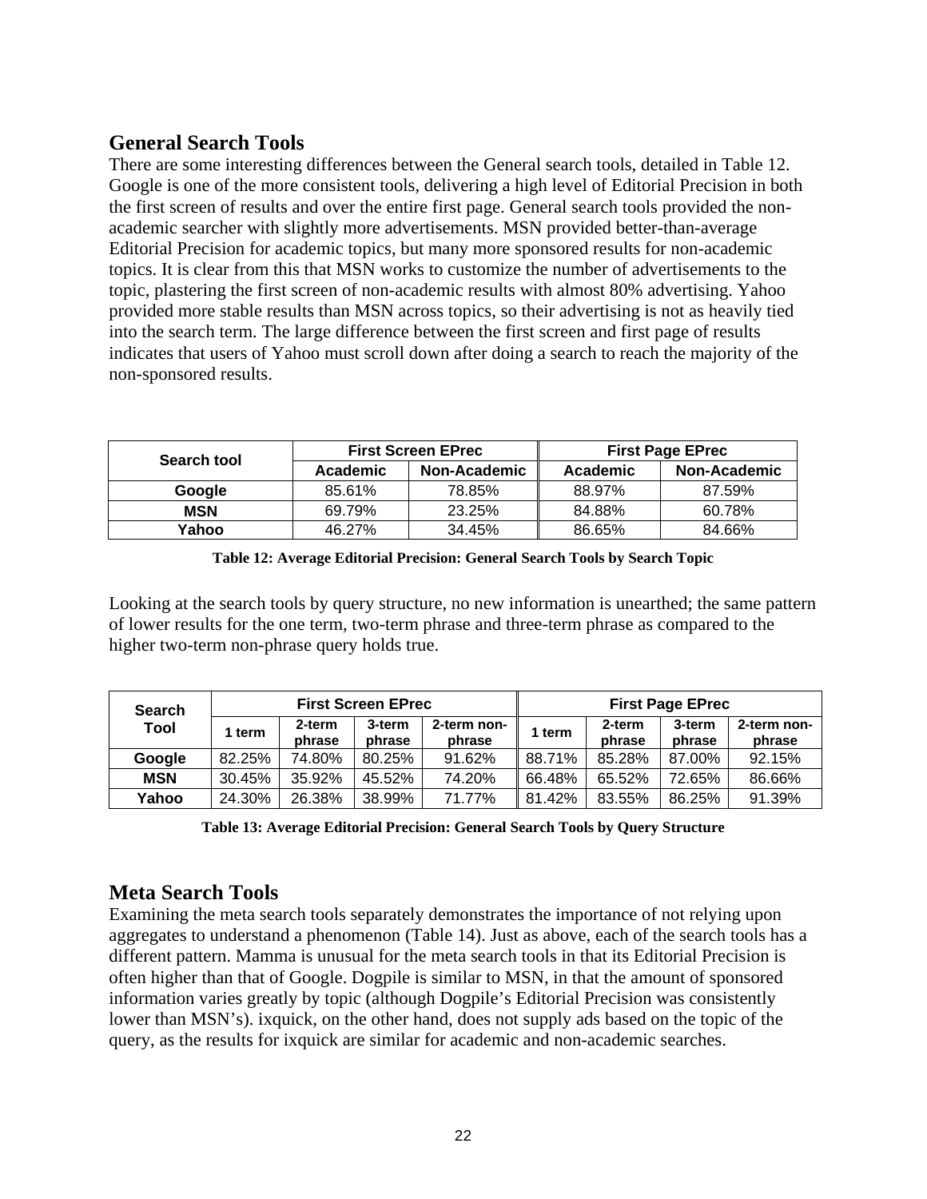## General Search Tools

There are some interesting differences between the General search tools, detailed in Table 12. Google is one of the more consistent tools, delivering a high level of Editorial Precision in both the first screen of results and over the entire first page. General search tools provided the non-academic searcher with slightly more advertisements. MSN provided better-than-average Editorial Precision for academic topics, but many more sponsored results for non-academic topics. It is clear from this that MSN works to customize the number of advertisements to the topic, plastering the first screen of non-academic results with almost 80% advertising. Yahoo provided more stable results than MSN across topics, so their advertising is not as heavily tied into the search term. The large difference between the first screen and first page of results indicates that users of Yahoo must scroll down after doing a search to reach the majority of the non-sponsored results.

| Search tool | First Screen EPrec | | First Page EPrec | |
|---|---|---|---|---|
| | Academic | Non-Academic | Academic | Non-Academic |
| **Google** | 85.61% | 78.85% | 88.97% | 87.59% |
| **MSN** | 69.79% | 23.25% | 84.88% | 60.78% |
| **Yahoo** | 46.27% | 34.45% | 86.65% | 84.66% |

**Table 12: Average Editorial Precision: General Search Tools by Search Topic**

Looking at the search tools by query structure, no new information is unearthed; the same pattern of lower results for the one term, two-term phrase and three-term phrase as compared to the higher two-term non-phrase query holds true.

| Search Tool | First Screen EPrec | | | | First Page EPrec | | | |
|---|---|---|---|---|---|---|---|---|
| | 1 term | 2-term phrase | 3-term phrase | 2-term non-phrase | 1 term | 2-term phrase | 3-term phrase | 2-term non-phrase |
| **Google** | 82.25% | 74.80% | 80.25% | 91.62% | 88.71% | 85.28% | 87.00% | 92.15% |
| **MSN** | 30.45% | 35.92% | 45.52% | 74.20% | 66.48% | 65.52% | 72.65% | 86.66% |
| **Yahoo** | 24.30% | 26.38% | 38.99% | 71.77% | 81.42% | 83.55% | 86.25% | 91.39% |

**Table 13: Average Editorial Precision: General Search Tools by Query Structure**

## Meta Search Tools

Examining the meta search tools separately demonstrates the importance of not relying upon aggregates to understand a phenomenon (Table 14). Just as above, each of the search tools has a different pattern. Mamma is unusual for the meta search tools in that its Editorial Precision is often higher than that of Google. Dogpile is similar to MSN, in that the amount of sponsored information varies greatly by topic (although Dogpile's Editorial Precision was consistently lower than MSN's). ixquick, on the other hand, does not supply ads based on the topic of the query, as the results for ixquick are similar for academic and non-academic searches.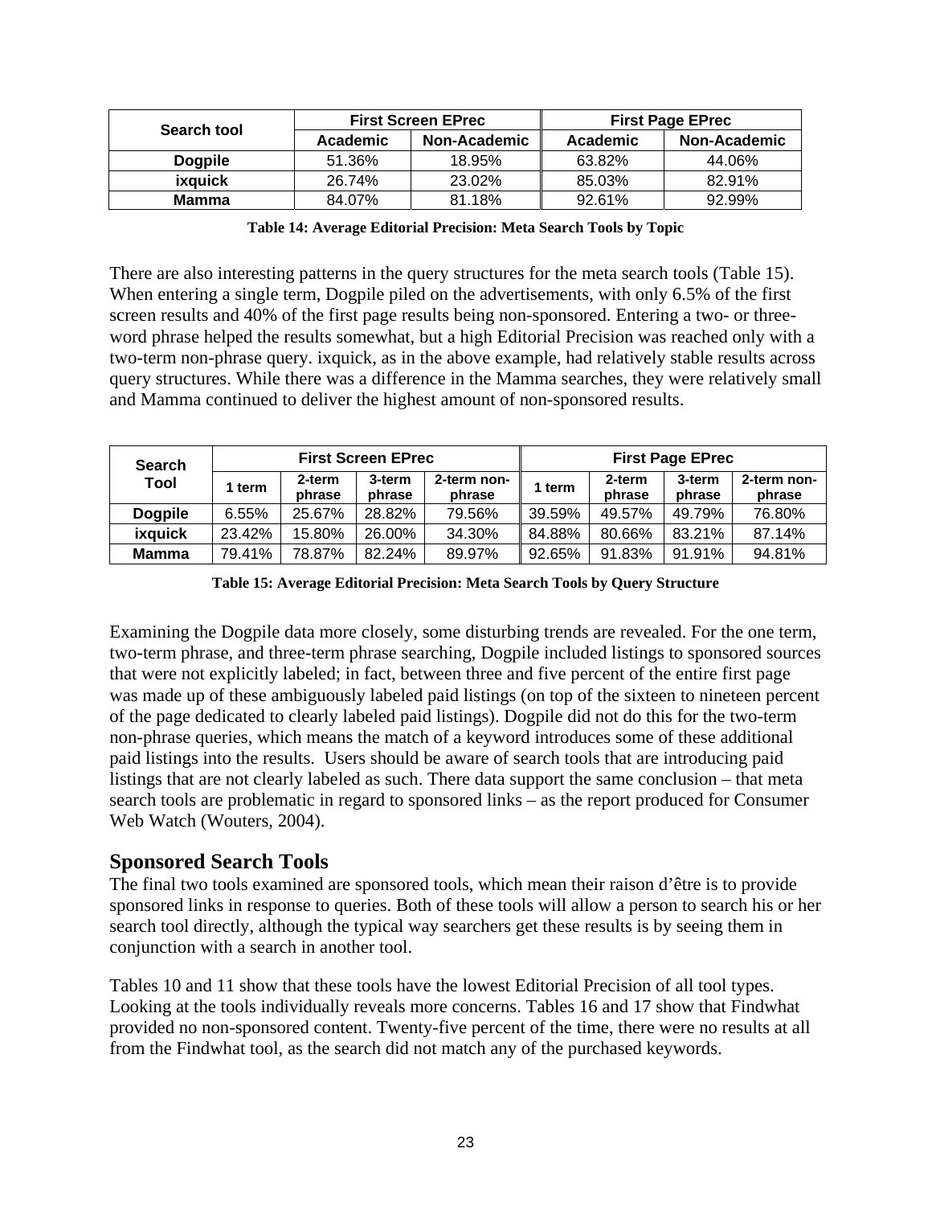| Search tool | First Screen EPrec | | First Page EPrec | |
|---|---|---|---|---|
| | Academic | Non-Academic | Academic | Non-Academic |
| **Dogpile** | 51.36% | 18.95% | 63.82% | 44.06% |
| **ixquick** | 26.74% | 23.02% | 85.03% | 82.91% |
| **Mamma** | 84.07% | 81.18% | 92.61% | 92.99% |

**Table 14: Average Editorial Precision: Meta Search Tools by Topic**

There are also interesting patterns in the query structures for the meta search tools (Table 15). When entering a single term, Dogpile piled on the advertisements, with only 6.5% of the first screen results and 40% of the first page results being non-sponsored. Entering a two- or three-word phrase helped the results somewhat, but a high Editorial Precision was reached only with a two-term non-phrase query. ixquick, as in the above example, had relatively stable results across query structures. While there was a difference in the Mamma searches, they were relatively small and Mamma continued to deliver the highest amount of non-sponsored results.

| Search Tool | First Screen EPrec | | | | First Page EPrec | | | |
|---|---|---|---|---|---|---|---|---|
| | 1 term | 2-term phrase | 3-term phrase | 2-term non-phrase | 1 term | 2-term phrase | 3-term phrase | 2-term non-phrase |
| **Dogpile** | 6.55% | 25.67% | 28.82% | 79.56% | 39.59% | 49.57% | 49.79% | 76.80% |
| **ixquick** | 23.42% | 15.80% | 26.00% | 34.30% | 84.88% | 80.66% | 83.21% | 87.14% |
| **Mamma** | 79.41% | 78.87% | 82.24% | 89.97% | 92.65% | 91.83% | 91.91% | 94.81% |

**Table 15: Average Editorial Precision: Meta Search Tools by Query Structure**

Examining the Dogpile data more closely, some disturbing trends are revealed. For the one term, two-term phrase, and three-term phrase searching, Dogpile included listings to sponsored sources that were not explicitly labeled; in fact, between three and five percent of the entire first page was made up of these ambiguously labeled paid listings (on top of the sixteen to nineteen percent of the page dedicated to clearly labeled paid listings). Dogpile did not do this for the two-term non-phrase queries, which means the match of a keyword introduces some of these additional paid listings into the results. Users should be aware of search tools that are introducing paid listings that are not clearly labeled as such. There data support the same conclusion – that meta search tools are problematic in regard to sponsored links – as the report produced for Consumer Web Watch (Wouters, 2004).

## Sponsored Search Tools

The final two tools examined are sponsored tools, which mean their raison d'être is to provide sponsored links in response to queries. Both of these tools will allow a person to search his or her search tool directly, although the typical way searchers get these results is by seeing them in conjunction with a search in another tool.

Tables 10 and 11 show that these tools have the lowest Editorial Precision of all tool types. Looking at the tools individually reveals more concerns. Tables 16 and 17 show that Findwhat provided no non-sponsored content. Twenty-five percent of the time, there were no results at all from the Findwhat tool, as the search did not match any of the purchased keywords.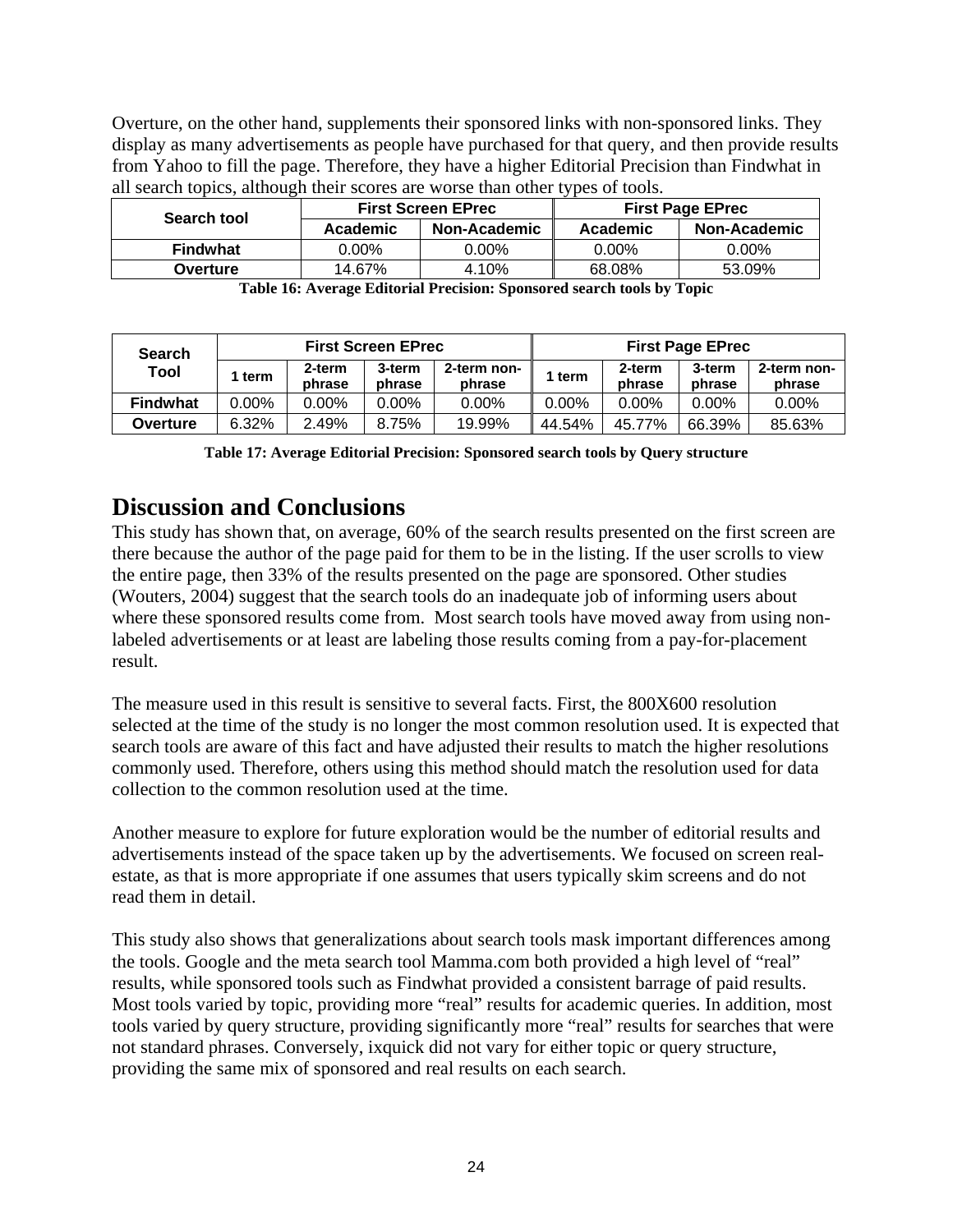Overture, on the other hand, supplements their sponsored links with non-sponsored links. They display as many advertisements as people have purchased for that query, and then provide results from Yahoo to fill the page. Therefore, they have a higher Editorial Precision than Findwhat in all search topics, although their scores are worse than other types of tools.

| Search tool | First Screen EPrec | | First Page EPrec | |
|---|---|---|---|---|
| | Academic | Non-Academic | Academic | Non-Academic |
| **Findwhat** | 0.00% | 0.00% | 0.00% | 0.00% |
| **Overture** | 14.67% | 4.10% | 68.08% | 53.09% |

**Table 16: Average Editorial Precision: Sponsored search tools by Topic**

| Search Tool | First Screen EPrec | | | | First Page EPrec | | | |
|---|---|---|---|---|---|---|---|---|
| | 1 term | 2-term phrase | 3-term phrase | 2-term non-phrase | 1 term | 2-term phrase | 3-term phrase | 2-term non-phrase |
| **Findwhat** | 0.00% | 0.00% | 0.00% | 0.00% | 0.00% | 0.00% | 0.00% | 0.00% |
| **Overture** | 6.32% | 2.49% | 8.75% | 19.99% | 44.54% | 45.77% | 66.39% | 85.63% |

**Table 17: Average Editorial Precision: Sponsored search tools by Query structure**

# Discussion and Conclusions

This study has shown that, on average, 60% of the search results presented on the first screen are there because the author of the page paid for them to be in the listing. If the user scrolls to view the entire page, then 33% of the results presented on the page are sponsored. Other studies (Wouters, 2004) suggest that the search tools do an inadequate job of informing users about where these sponsored results come from. Most search tools have moved away from using non-labeled advertisements or at least are labeling those results coming from a pay-for-placement result.

The measure used in this result is sensitive to several facts. First, the 800X600 resolution selected at the time of the study is no longer the most common resolution used. It is expected that search tools are aware of this fact and have adjusted their results to match the higher resolutions commonly used. Therefore, others using this method should match the resolution used for data collection to the common resolution used at the time.

Another measure to explore for future exploration would be the number of editorial results and advertisements instead of the space taken up by the advertisements. We focused on screen real-estate, as that is more appropriate if one assumes that users typically skim screens and do not read them in detail.

This study also shows that generalizations about search tools mask important differences among the tools. Google and the meta search tool Mamma.com both provided a high level of "real" results, while sponsored tools such as Findwhat provided a consistent barrage of paid results. Most tools varied by topic, providing more "real" results for academic queries. In addition, most tools varied by query structure, providing significantly more "real" results for searches that were not standard phrases. Conversely, ixquick did not vary for either topic or query structure, providing the same mix of sponsored and real results on each search.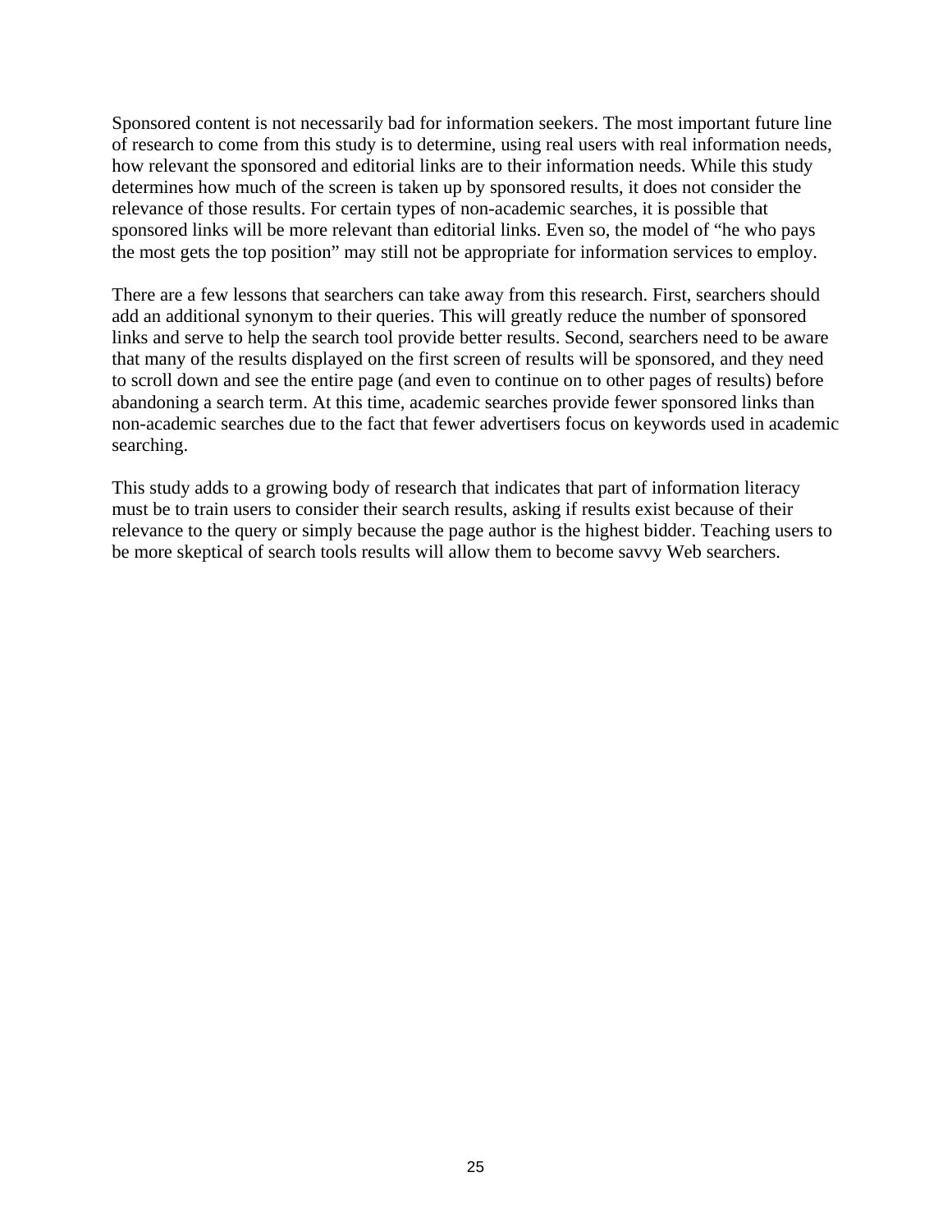Sponsored content is not necessarily bad for information seekers. The most important future line of research to come from this study is to determine, using real users with real information needs, how relevant the sponsored and editorial links are to their information needs. While this study determines how much of the screen is taken up by sponsored results, it does not consider the relevance of those results. For certain types of non-academic searches, it is possible that sponsored links will be more relevant than editorial links. Even so, the model of "he who pays the most gets the top position" may still not be appropriate for information services to employ.

There are a few lessons that searchers can take away from this research. First, searchers should add an additional synonym to their queries. This will greatly reduce the number of sponsored links and serve to help the search tool provide better results. Second, searchers need to be aware that many of the results displayed on the first screen of results will be sponsored, and they need to scroll down and see the entire page (and even to continue on to other pages of results) before abandoning a search term. At this time, academic searches provide fewer sponsored links than non-academic searches due to the fact that fewer advertisers focus on keywords used in academic searching.

This study adds to a growing body of research that indicates that part of information literacy must be to train users to consider their search results, asking if results exist because of their relevance to the query or simply because the page author is the highest bidder. Teaching users to be more skeptical of search tools results will allow them to become savvy Web searchers.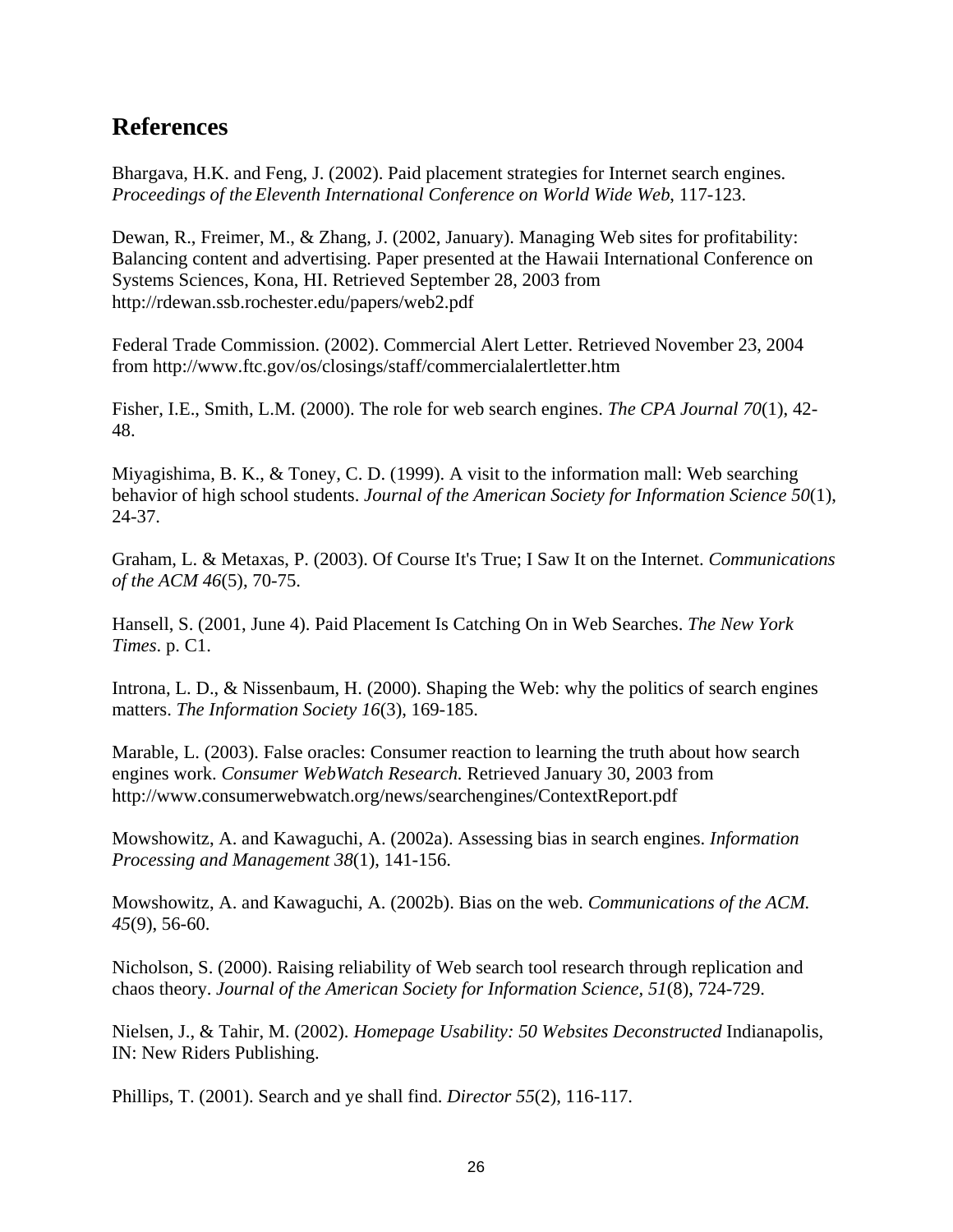## References

Bhargava, H.K. and Feng, J. (2002). Paid placement strategies for Internet search engines. *Proceedings of the Eleventh International Conference on World Wide Web*, 117-123.

Dewan, R., Freimer, M., & Zhang, J. (2002, January). Managing Web sites for profitability: Balancing content and advertising. Paper presented at the Hawaii International Conference on Systems Sciences, Kona, HI. Retrieved September 28, 2003 from http://rdewan.ssb.rochester.edu/papers/web2.pdf

Federal Trade Commission. (2002). Commercial Alert Letter. Retrieved November 23, 2004 from http://www.ftc.gov/os/closings/staff/commercialalertletter.htm

Fisher, I.E., Smith, L.M. (2000). The role for web search engines. *The CPA Journal 70*(1), 42-48.

Miyagishima, B. K., & Toney, C. D. (1999). A visit to the information mall: Web searching behavior of high school students. *Journal of the American Society for Information Science 50*(1), 24-37.

Graham, L. & Metaxas, P. (2003). Of Course It's True; I Saw It on the Internet. *Communications of the ACM 46*(5), 70-75.

Hansell, S. (2001, June 4). Paid Placement Is Catching On in Web Searches. *The New York Times*. p. C1.

Introna, L. D., & Nissenbaum, H. (2000). Shaping the Web: why the politics of search engines matters. *The Information Society 16*(3), 169-185.

Marable, L. (2003). False oracles: Consumer reaction to learning the truth about how search engines work. *Consumer WebWatch Research.* Retrieved January 30, 2003 from http://www.consumerwebwatch.org/news/searchengines/ContextReport.pdf

Mowshowitz, A. and Kawaguchi, A. (2002a). Assessing bias in search engines. *Information Processing and Management 38*(1), 141-156.

Mowshowitz, A. and Kawaguchi, A. (2002b). Bias on the web. *Communications of the ACM. 45*(9), 56-60.

Nicholson, S. (2000). Raising reliability of Web search tool research through replication and chaos theory. *Journal of the American Society for Information Science, 51*(8), 724-729.

Nielsen, J., & Tahir, M. (2002). *Homepage Usability: 50 Websites Deconstructed* Indianapolis, IN: New Riders Publishing.

Phillips, T. (2001). Search and ye shall find. *Director 55*(2), 116-117.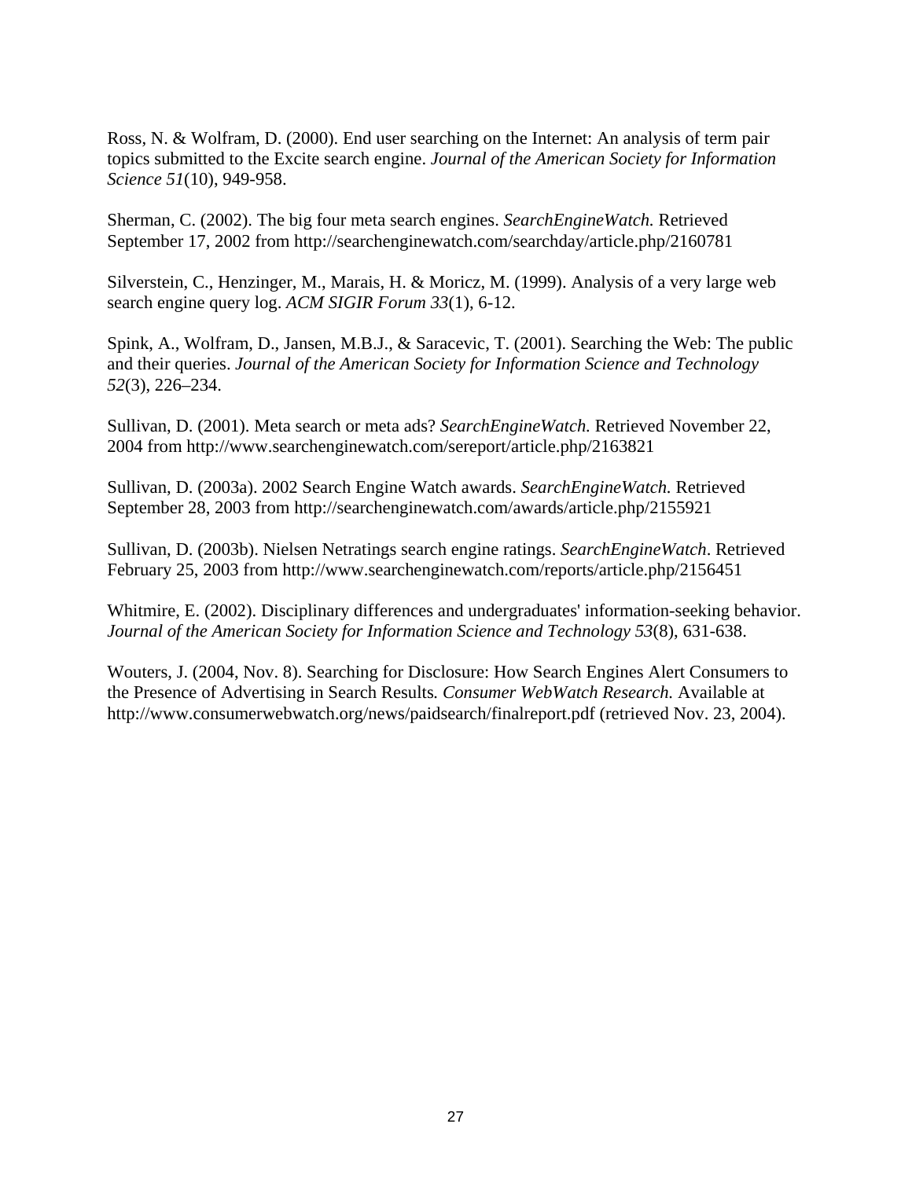Ross, N. & Wolfram, D. (2000). End user searching on the Internet: An analysis of term pair topics submitted to the Excite search engine. *Journal of the American Society for Information Science 51*(10), 949-958.

Sherman, C. (2002). The big four meta search engines. *SearchEngineWatch.* Retrieved September 17, 2002 from http://searchenginewatch.com/searchday/article.php/2160781

Silverstein, C., Henzinger, M., Marais, H. & Moricz, M. (1999). Analysis of a very large web search engine query log. *ACM SIGIR Forum 33*(1), 6-12.

Spink, A., Wolfram, D., Jansen, M.B.J., & Saracevic, T. (2001). Searching the Web: The public and their queries. *Journal of the American Society for Information Science and Technology 52*(3), 226–234.

Sullivan, D. (2001). Meta search or meta ads? *SearchEngineWatch.* Retrieved November 22, 2004 from http://www.searchenginewatch.com/sereport/article.php/2163821

Sullivan, D. (2003a). 2002 Search Engine Watch awards. *SearchEngineWatch.* Retrieved September 28, 2003 from http://searchenginewatch.com/awards/article.php/2155921

Sullivan, D. (2003b). Nielsen Netratings search engine ratings. *SearchEngineWatch*. Retrieved February 25, 2003 from http://www.searchenginewatch.com/reports/article.php/2156451

Whitmire, E. (2002). Disciplinary differences and undergraduates' information-seeking behavior. *Journal of the American Society for Information Science and Technology 53*(8), 631-638.

Wouters, J. (2004, Nov. 8). Searching for Disclosure: How Search Engines Alert Consumers to the Presence of Advertising in Search Results*. Consumer WebWatch Research.* Available at http://www.consumerwebwatch.org/news/paidsearch/finalreport.pdf (retrieved Nov. 23, 2004).